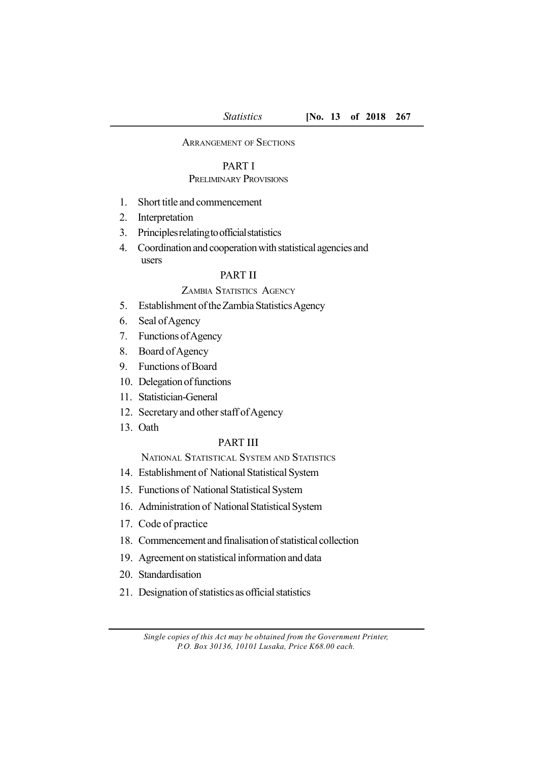## ARRANGEMENT OF SECTIONS

### PART I
### PRELIMINARY PROVISIONS

1. Short title and commencement
2. Interpretation
3. Principles relating to official statistics
4. Coordination and cooperation with statistical agencies and users

### PART II
### ZAMBIA STATISTICS AGENCY

5. Establishment of the Zambia Statistics Agency
6. Seal of Agency
7. Functions of Agency
8. Board of Agency
9. Functions of Board
10. Delegation of functions
11. Statistician-General
12. Secretary and other staff of Agency
13. Oath

### PART III
### NATIONAL STATISTICAL SYSTEM AND STATISTICS

14. Establishment of National Statistical System
15. Functions of National Statistical System
16. Administration of National Statistical System
17. Code of practice
18. Commencement and finalisation of statistical collection
19. Agreement on statistical information and data
20. Standardisation
21. Designation of statistics as official statistics

*Single copies of this Act may be obtained from the Government Printer, P.O. Box 30136, 10101 Lusaka, Price K68.00 each.*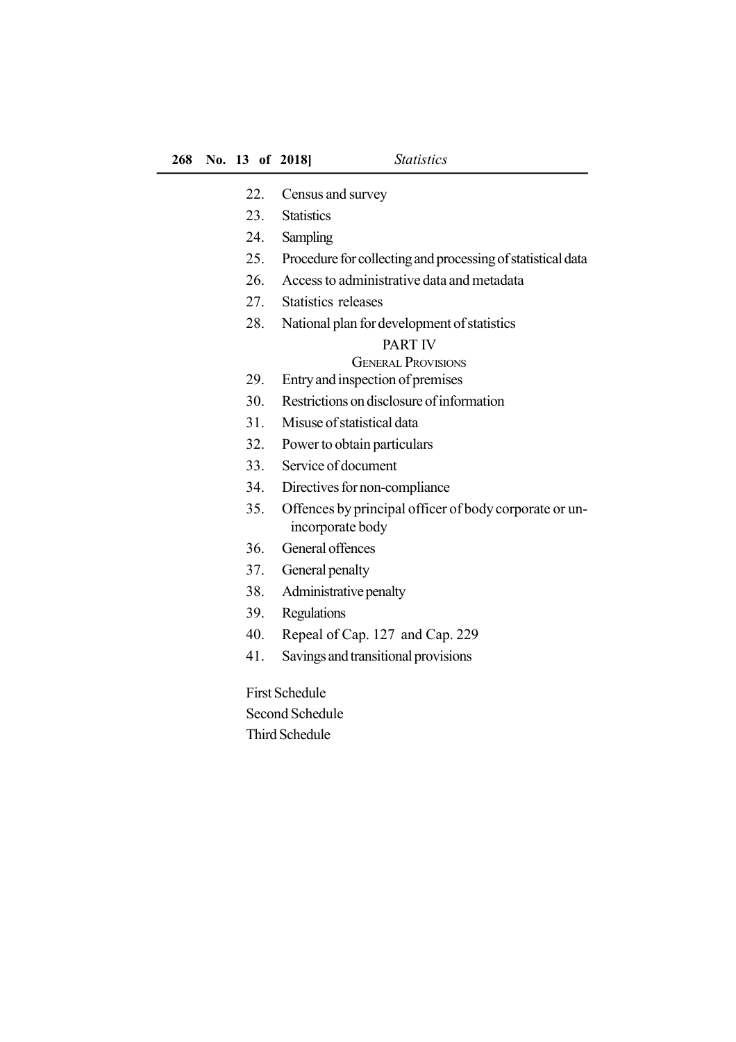22. Census and survey
23. Statistics
24. Sampling
25. Procedure for collecting and processing of statistical data
26. Access to administrative data and metadata
27. Statistics releases
28. National plan for development of statistics

PART IV

GENERAL PROVISIONS

29. Entry and inspection of premises
30. Restrictions on disclosure of information
31. Misuse of statistical data
32. Power to obtain particulars
33. Service of document
34. Directives for non-compliance
35. Offences by principal officer of body corporate or unincorporate body
36. General offences
37. General penalty
38. Administrative penalty
39. Regulations
40. Repeal of Cap. 127 and Cap. 229
41. Savings and transitional provisions

First Schedule

Second Schedule

Third Schedule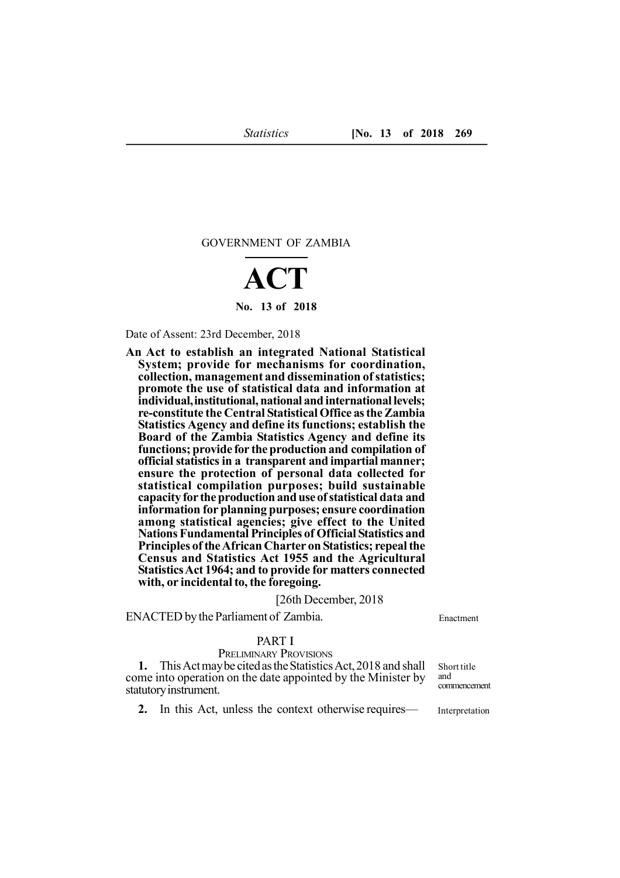GOVERNMENT OF ZAMBIA

# ACT

**No. 13 of 2018**

Date of Assent: 23rd December, 2018

**An Act to establish an integrated National Statistical System; provide for mechanisms for coordination, collection, management and dissemination of statistics; promote the use of statistical data and information at individual, institutional, national and international levels; re-constitute the Central Statistical Office as the Zambia Statistics Agency and define its functions; establish the Board of the Zambia Statistics Agency and define its functions; provide for the production and compilation of official statistics in a transparent and impartial manner; ensure the protection of personal data collected for statistical compilation purposes; build sustainable capacity for the production and use of statistical data and information for planning purposes; ensure coordination among statistical agencies; give effect to the United Nations Fundamental Principles of Official Statistics and Principles of the African Charter on Statistics; repeal the Census and Statistics Act 1955 and the Agricultural Statistics Act 1964; and to provide for matters connected with, or incidental to, the foregoing.**

[26th December, 2018

ENACTED by the Parliament of Zambia.

Enactment

## PART I

### PRELIMINARY PROVISIONS

Short title and commencement

**1.** This Act may be cited as the Statistics Act, 2018 and shall come into operation on the date appointed by the Minister by statutory instrument.

Interpretation

**2.** In this Act, unless the context otherwise requires—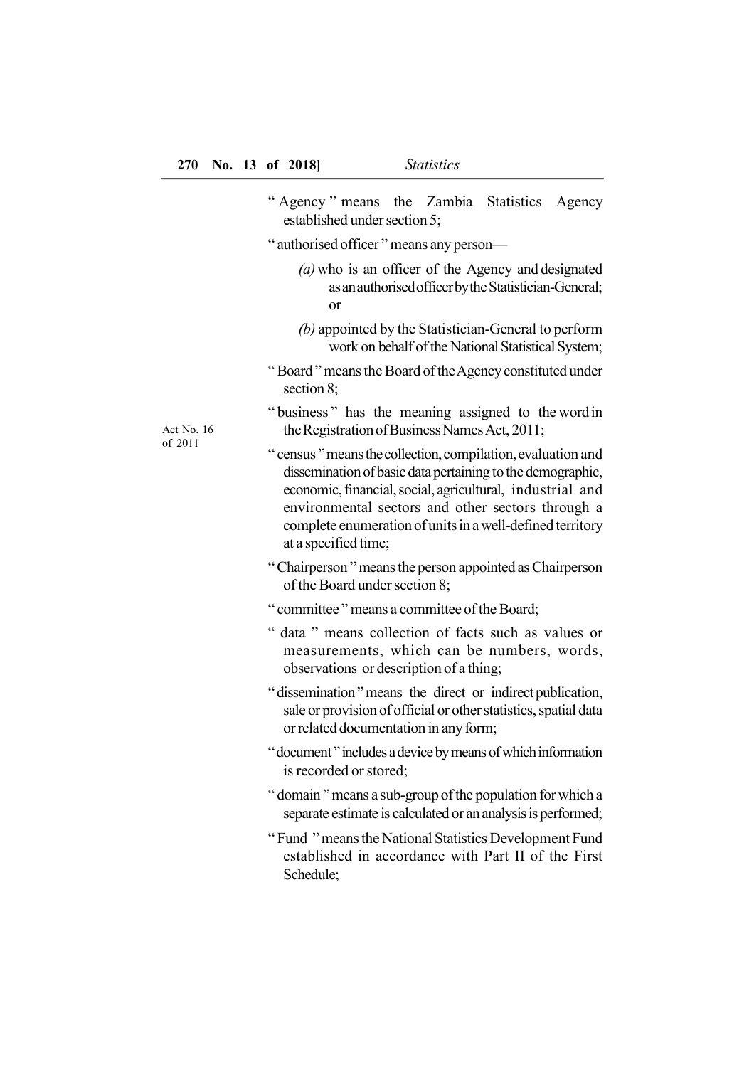" Agency " means the Zambia Statistics Agency established under section 5;

" authorised officer " means any person—

*(a)* who is an officer of the Agency and designated as an authorised officer by the Statistician-General; or

*(b)* appointed by the Statistician-General to perform work on behalf of the National Statistical System;

" Board " means the Board of the Agency constituted under section 8;

Act No. 16 of 2011

" business " has the meaning assigned to the word in the Registration of Business Names Act, 2011;

" census " means the collection, compilation, evaluation and dissemination of basic data pertaining to the demographic, economic, financial, social, agricultural, industrial and environmental sectors and other sectors through a complete enumeration of units in a well-defined territory at a specified time;

" Chairperson " means the person appointed as Chairperson of the Board under section 8;

" committee " means a committee of the Board;

" data " means collection of facts such as values or measurements, which can be numbers, words, observations or description of a thing;

" dissemination " means the direct or indirect publication, sale or provision of official or other statistics, spatial data or related documentation in any form;

" document " includes a device by means of which information is recorded or stored;

" domain " means a sub-group of the population for which a separate estimate is calculated or an analysis is performed;

" Fund " means the National Statistics Development Fund established in accordance with Part II of the First Schedule;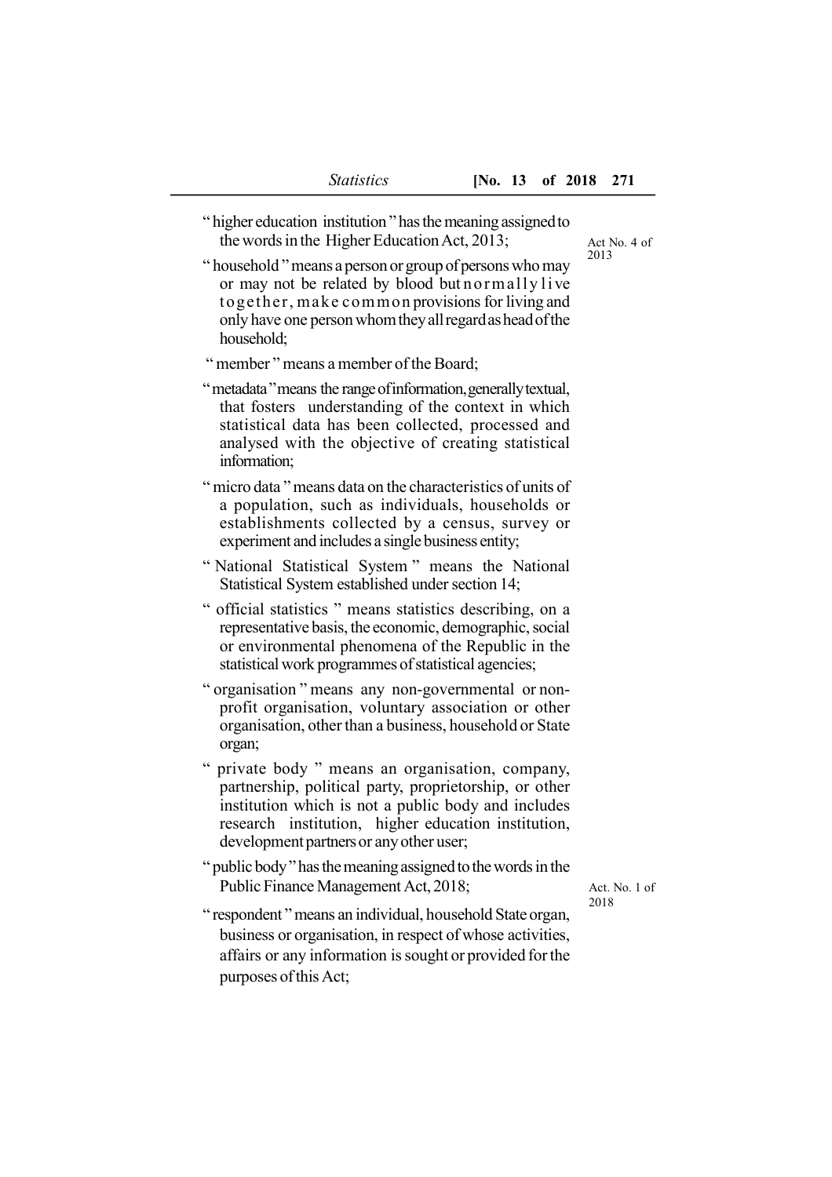" higher education institution " has the meaning assigned to the words in the Higher Education Act, 2013; Act No. 4 of 2013

" household " means a person or group of persons who may or may not be related by blood but normally live together, make common provisions for living and only have one person whom they all regard as head of the household;

" member " means a member of the Board;

" metadata " means the range of information, generally textual, that fosters understanding of the context in which statistical data has been collected, processed and analysed with the objective of creating statistical information;

" micro data " means data on the characteristics of units of a population, such as individuals, households or establishments collected by a census, survey or experiment and includes a single business entity;

" National Statistical System " means the National Statistical System established under section 14;

" official statistics " means statistics describing, on a representative basis, the economic, demographic, social or environmental phenomena of the Republic in the statistical work programmes of statistical agencies;

" organisation " means any non-governmental or non-profit organisation, voluntary association or other organisation, other than a business, household or State organ;

" private body " means an organisation, company, partnership, political party, proprietorship, or other institution which is not a public body and includes research institution, higher education institution, development partners or any other user;

" public body " has the meaning assigned to the words in the Public Finance Management Act, 2018; Act. No. 1 of 2018

" respondent " means an individual, household State organ, business or organisation, in respect of whose activities, affairs or any information is sought or provided for the purposes of this Act;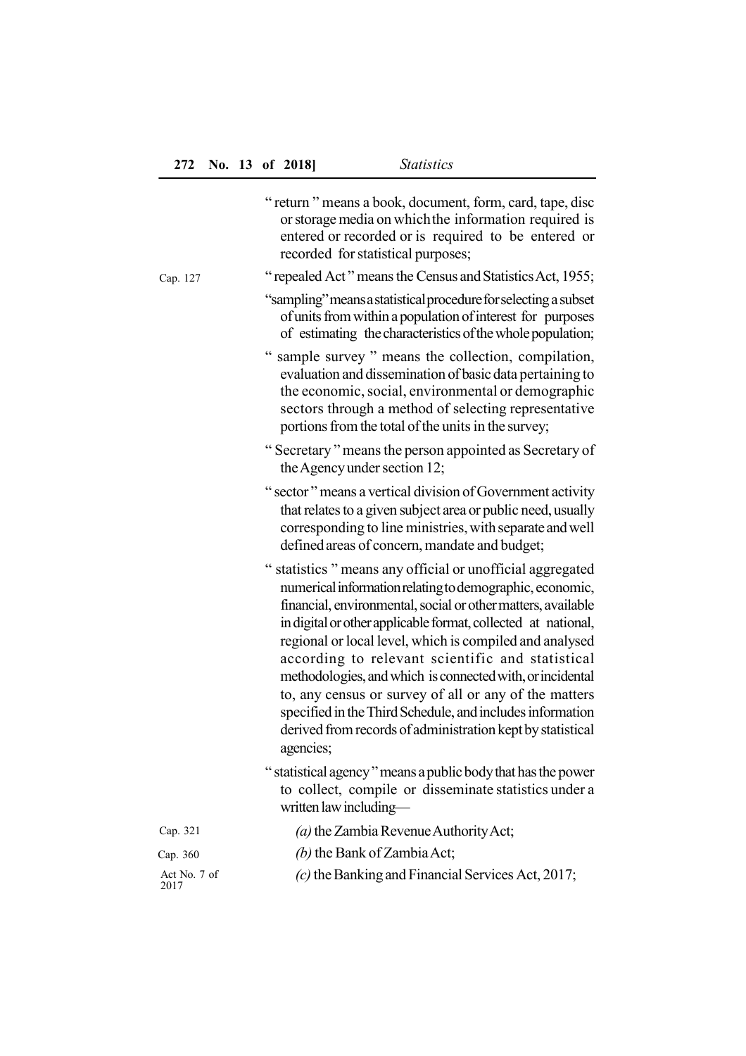"return" means a book, document, form, card, tape, disc or storage media on which the information required is entered or recorded or is required to be entered or recorded for statistical purposes;

Cap. 127

"repealed Act" means the Census and Statistics Act, 1955;

"sampling" means a statistical procedure for selecting a subset of units from within a population of interest for purposes of estimating the characteristics of the whole population;

"sample survey" means the collection, compilation, evaluation and dissemination of basic data pertaining to the economic, social, environmental or demographic sectors through a method of selecting representative portions from the total of the units in the survey;

"Secretary" means the person appointed as Secretary of the Agency under section 12;

"sector" means a vertical division of Government activity that relates to a given subject area or public need, usually corresponding to line ministries, with separate and well defined areas of concern, mandate and budget;

"statistics" means any official or unofficial aggregated numerical information relating to demographic, economic, financial, environmental, social or other matters, available in digital or other applicable format, collected at national, regional or local level, which is compiled and analysed according to relevant scientific and statistical methodologies, and which is connected with, or incidental to, any census or survey of all or any of the matters specified in the Third Schedule, and includes information derived from records of administration kept by statistical agencies;

"statistical agency" means a public body that has the power to collect, compile or disseminate statistics under a written law including—

Cap. 321

*(a)* the Zambia Revenue Authority Act;

Cap. 360

*(b)* the Bank of Zambia Act;

Act No. 7 of 2017

*(c)* the Banking and Financial Services Act, 2017;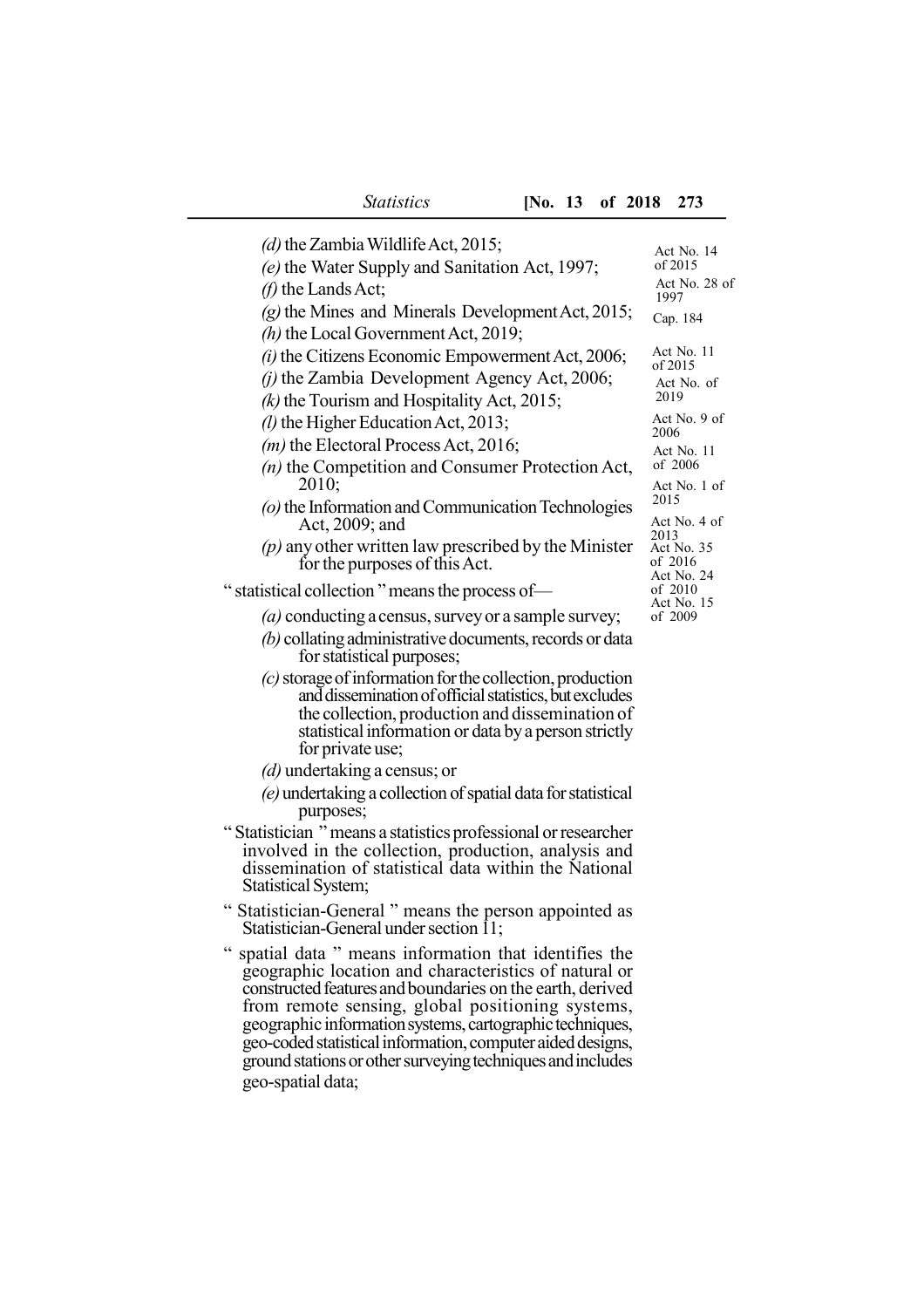*(d)* the Zambia Wildlife Act, 2015;

*(e)* the Water Supply and Sanitation Act, 1997;

*(f)* the Lands Act;

*(g)* the Mines and Minerals Development Act, 2015;

*(h)* the Local Government Act, 2019;

*(i)* the Citizens Economic Empowerment Act, 2006;

*(j)* the Zambia Development Agency Act, 2006;

*(k)* the Tourism and Hospitality Act, 2015;

*(l)* the Higher Education Act, 2013;

*(m)* the Electoral Process Act, 2016;

*(n)* the Competition and Consumer Protection Act, 2010;

*(o)* the Information and Communication Technologies Act, 2009; and

*(p)* any other written law prescribed by the Minister for the purposes of this Act.

Act No. 14 of 2015
Act No. 28 of 1997
Cap. 184
Act No. 11 of 2015
Act No. of 2019
Act No. 9 of 2006
Act No. 11 of 2006
Act No. 1 of 2015
Act No. 4 of 2013
Act No. 35 of 2016
Act No. 24 of 2010
Act No. 15 of 2009

" statistical collection " means the process of—

*(a)* conducting a census, survey or a sample survey;

*(b)* collating administrative documents, records or data for statistical purposes;

*(c)* storage of information for the collection, production and dissemination of official statistics, but excludes the collection, production and dissemination of statistical information or data by a person strictly for private use;

*(d)* undertaking a census; or

*(e)* undertaking a collection of spatial data for statistical purposes;

" Statistician " means a statistics professional or researcher involved in the collection, production, analysis and dissemination of statistical data within the National Statistical System;

" Statistician-General " means the person appointed as Statistician-General under section 11;

" spatial data " means information that identifies the geographic location and characteristics of natural or constructed features and boundaries on the earth, derived from remote sensing, global positioning systems, geographic information systems, cartographic techniques, geo-coded statistical information, computer aided designs, ground stations or other surveying techniques and includes geo-spatial data;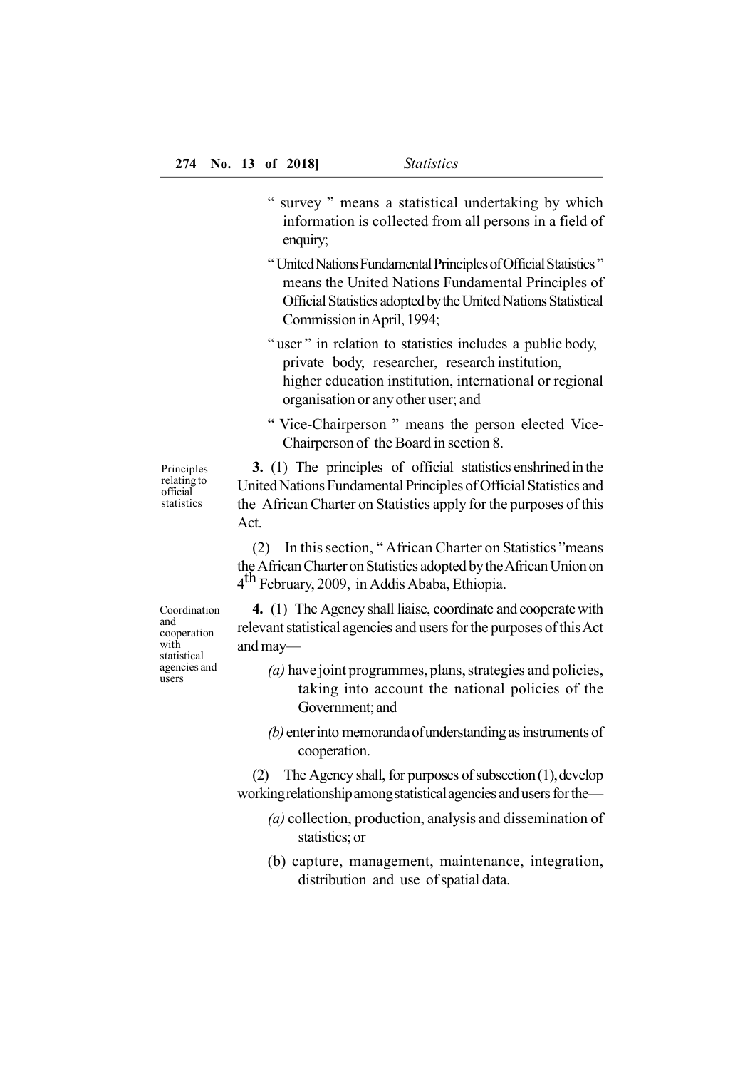" survey " means a statistical undertaking by which information is collected from all persons in a field of enquiry;

" United Nations Fundamental Principles of Official Statistics " means the United Nations Fundamental Principles of Official Statistics adopted by the United Nations Statistical Commission in April, 1994;

" user " in relation to statistics includes a public body, private body, researcher, research institution, higher education institution, international or regional organisation or any other user; and

" Vice-Chairperson " means the person elected Vice-Chairperson of the Board in section 8.

Principles relating to official statistics

**3.** (1) The principles of official statistics enshrined in the United Nations Fundamental Principles of Official Statistics and the African Charter on Statistics apply for the purposes of this Act.

(2) In this section, " African Charter on Statistics " means the African Charter on Statistics adopted by the African Union on 4th February, 2009, in Addis Ababa, Ethiopia.

Coordination and cooperation with statistical agencies and users

**4.** (1) The Agency shall liaise, coordinate and cooperate with relevant statistical agencies and users for the purposes of this Act and may—

*(a)* have joint programmes, plans, strategies and policies, taking into account the national policies of the Government; and

*(b)* enter into memoranda of understanding as instruments of cooperation.

(2) The Agency shall, for purposes of subsection (1), develop working relationship among statistical agencies and users for the—

*(a)* collection, production, analysis and dissemination of statistics; or

(b) capture, management, maintenance, integration, distribution and use of spatial data.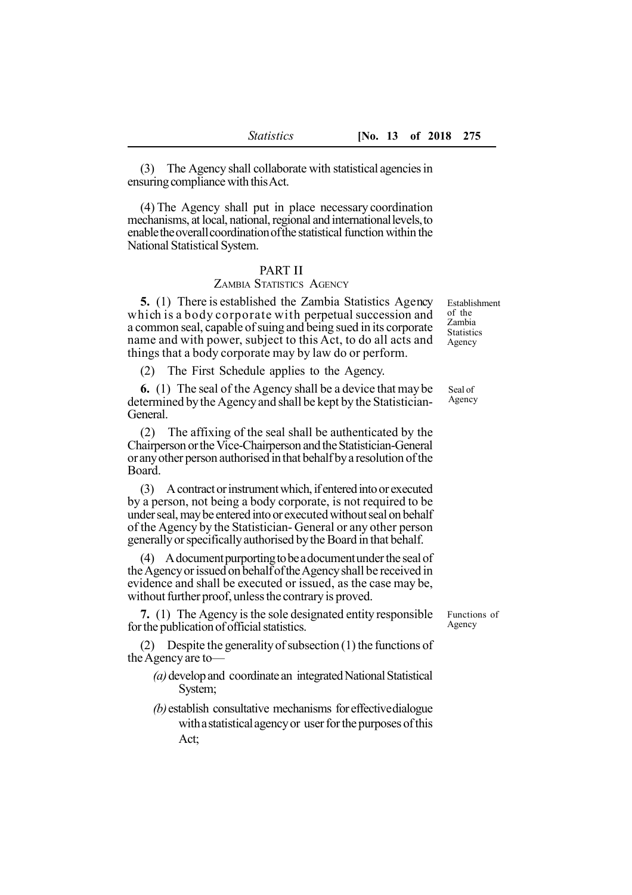(3) The Agency shall collaborate with statistical agencies in ensuring compliance with this Act.

(4) The Agency shall put in place necessary coordination mechanisms, at local, national, regional and international levels, to enable the overall coordination of the statistical function within the National Statistical System.

## PART II

## ZAMBIA STATISTICS AGENCY

Establishment of the Zambia Statistics Agency

**5.** (1) There is established the Zambia Statistics Agency which is a body corporate with perpetual succession and a common seal, capable of suing and being sued in its corporate name and with power, subject to this Act, to do all acts and things that a body corporate may by law do or perform.

(2) The First Schedule applies to the Agency.

Seal of Agency

**6.** (1) The seal of the Agency shall be a device that may be determined by the Agency and shall be kept by the Statistician-General.

(2) The affixing of the seal shall be authenticated by the Chairperson or the Vice-Chairperson and the Statistician-General or any other person authorised in that behalf by a resolution of the Board.

(3) A contract or instrument which, if entered into or executed by a person, not being a body corporate, is not required to be under seal, may be entered into or executed without seal on behalf of the Agency by the Statistician- General or any other person generally or specifically authorised by the Board in that behalf.

(4) A document purporting to be a document under the seal of the Agency or issued on behalf of the Agency shall be received in evidence and shall be executed or issued, as the case may be, without further proof, unless the contrary is proved.

Functions of Agency

**7.** (1) The Agency is the sole designated entity responsible for the publication of official statistics.

(2) Despite the generality of subsection (1) the functions of the Agency are to—

*(a)* develop and coordinate an integrated National Statistical System;

*(b)* establish consultative mechanisms for effective dialogue with a statistical agency or user for the purposes of this Act;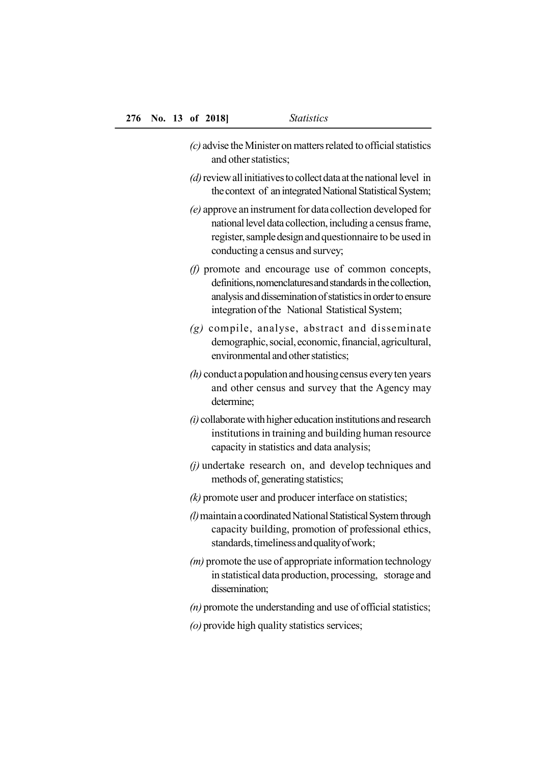*(c)* advise the Minister on matters related to official statistics and other statistics;

*(d)* review all initiatives to collect data at the national level in the context of an integrated National Statistical System;

*(e)* approve an instrument for data collection developed for national level data collection, including a census frame, register, sample design and questionnaire to be used in conducting a census and survey;

*(f)* promote and encourage use of common concepts, definitions, nomenclatures and standards in the collection, analysis and dissemination of statistics in order to ensure integration of the National Statistical System;

*(g)* compile, analyse, abstract and disseminate demographic, social, economic, financial, agricultural, environmental and other statistics;

*(h)* conduct a population and housing census every ten years and other census and survey that the Agency may determine;

*(i)* collaborate with higher education institutions and research institutions in training and building human resource capacity in statistics and data analysis;

*(j)* undertake research on, and develop techniques and methods of, generating statistics;

*(k)* promote user and producer interface on statistics;

*(l)* maintain a coordinated National Statistical System through capacity building, promotion of professional ethics, standards, timeliness and quality of work;

*(m)* promote the use of appropriate information technology in statistical data production, processing, storage and dissemination;

*(n)* promote the understanding and use of official statistics;

*(o)* provide high quality statistics services;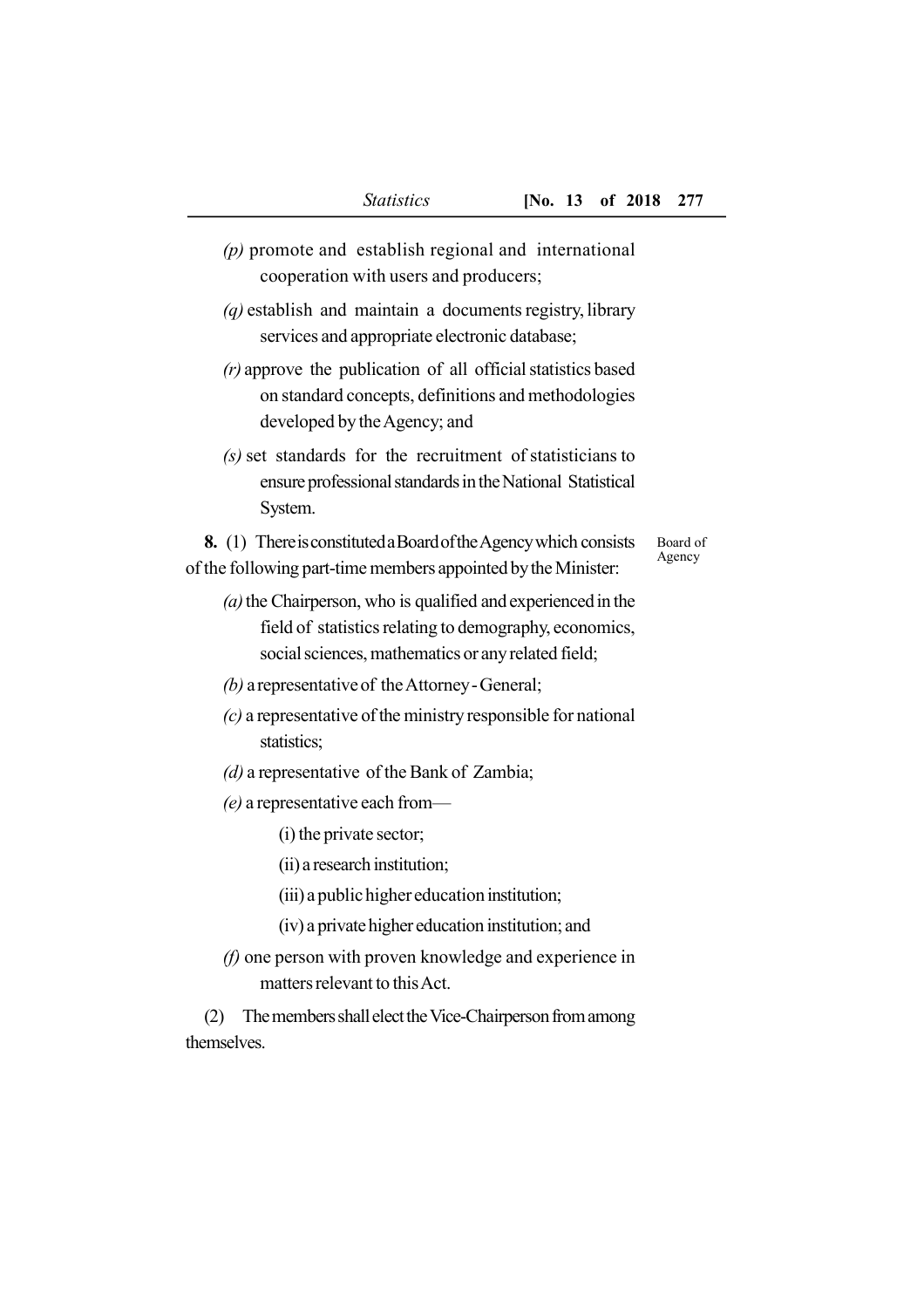*(p)* promote and establish regional and international cooperation with users and producers;

*(q)* establish and maintain a documents registry, library services and appropriate electronic database;

*(r)* approve the publication of all official statistics based on standard concepts, definitions and methodologies developed by the Agency; and

*(s)* set standards for the recruitment of statisticians to ensure professional standards in the National Statistical System.

Board of Agency

**8.** (1) There is constituted a Board of the Agency which consists of the following part-time members appointed by the Minister:

*(a)* the Chairperson, who is qualified and experienced in the field of statistics relating to demography, economics, social sciences, mathematics or any related field;

*(b)* a representative of the Attorney - General;

*(c)* a representative of the ministry responsible for national statistics;

*(d)* a representative of the Bank of Zambia;

*(e)* a representative each from—

(i) the private sector;

(ii) a research institution;

(iii) a public higher education institution;

(iv) a private higher education institution; and

*(f)* one person with proven knowledge and experience in matters relevant to this Act.

(2) The members shall elect the Vice-Chairperson from among themselves.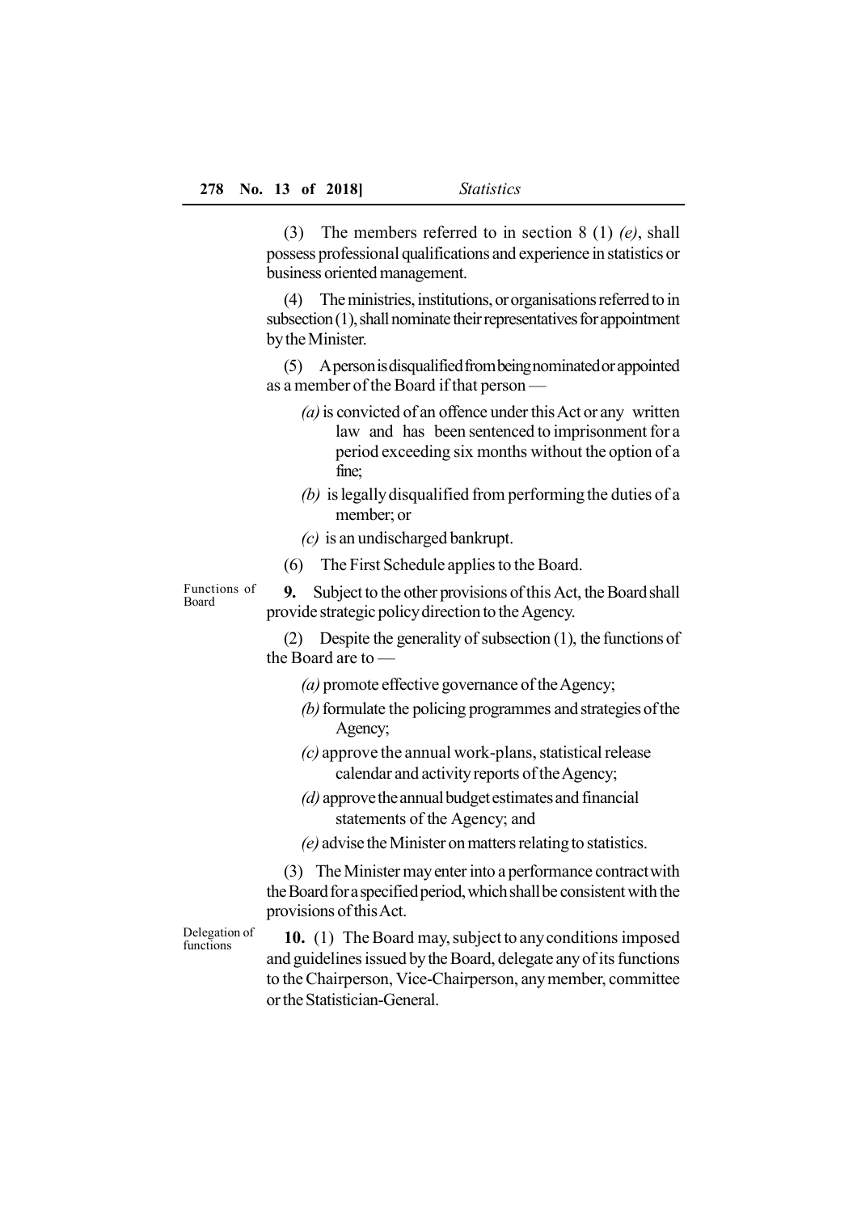(3) The members referred to in section 8 (1) *(e)*, shall possess professional qualifications and experience in statistics or business oriented management.

(4) The ministries, institutions, or organisations referred to in subsection (1), shall nominate their representatives for appointment by the Minister.

(5) A person is disqualified from being nominated or appointed as a member of the Board if that person —

*(a)* is convicted of an offence under this Act or any written law and has been sentenced to imprisonment for a period exceeding six months without the option of a fine;

*(b)* is legally disqualified from performing the duties of a member; or

*(c)* is an undischarged bankrupt.

(6) The First Schedule applies to the Board.

Functions of Board

**9.** Subject to the other provisions of this Act, the Board shall provide strategic policy direction to the Agency.

(2) Despite the generality of subsection (1), the functions of the Board are to —

*(a)* promote effective governance of the Agency;

*(b)* formulate the policing programmes and strategies of the Agency;

*(c)* approve the annual work-plans, statistical release calendar and activity reports of the Agency;

*(d)* approve the annual budget estimates and financial statements of the Agency; and

*(e)* advise the Minister on matters relating to statistics.

(3) The Minister may enter into a performance contract with the Board for a specified period, which shall be consistent with the provisions of this Act.

Delegation of functions

**10.** (1) The Board may, subject to any conditions imposed and guidelines issued by the Board, delegate any of its functions to the Chairperson, Vice-Chairperson, any member, committee or the Statistician-General.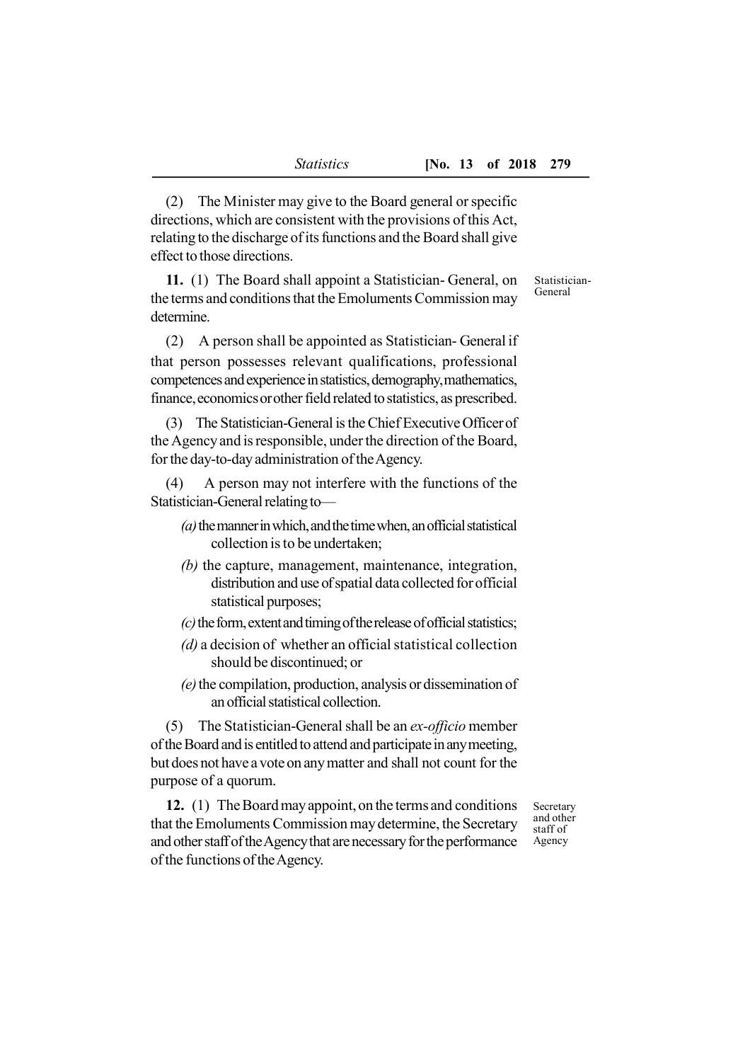(2) The Minister may give to the Board general or specific directions, which are consistent with the provisions of this Act, relating to the discharge of its functions and the Board shall give effect to those directions.

Statistician-General

**11.** (1) The Board shall appoint a Statistician- General, on the terms and conditions that the Emoluments Commission may determine.

(2) A person shall be appointed as Statistician- General if that person possesses relevant qualifications, professional competences and experience in statistics, demography, mathematics, finance, economics or other field related to statistics, as prescribed.

(3) The Statistician-General is the Chief Executive Officer of the Agency and is responsible, under the direction of the Board, for the day-to-day administration of the Agency.

(4) A person may not interfere with the functions of the Statistician-General relating to—

*(a)* the manner in which, and the time when, an official statistical collection is to be undertaken;

*(b)* the capture, management, maintenance, integration, distribution and use of spatial data collected for official statistical purposes;

*(c)* the form, extent and timing of the release of official statistics;

*(d)* a decision of whether an official statistical collection should be discontinued; or

*(e)* the compilation, production, analysis or dissemination of an official statistical collection.

(5) The Statistician-General shall be an *ex-officio* member of the Board and is entitled to attend and participate in any meeting, but does not have a vote on any matter and shall not count for the purpose of a quorum.

Secretary and other staff of Agency

**12.** (1) The Board may appoint, on the terms and conditions that the Emoluments Commission may determine, the Secretary and other staff of the Agency that are necessary for the performance of the functions of the Agency.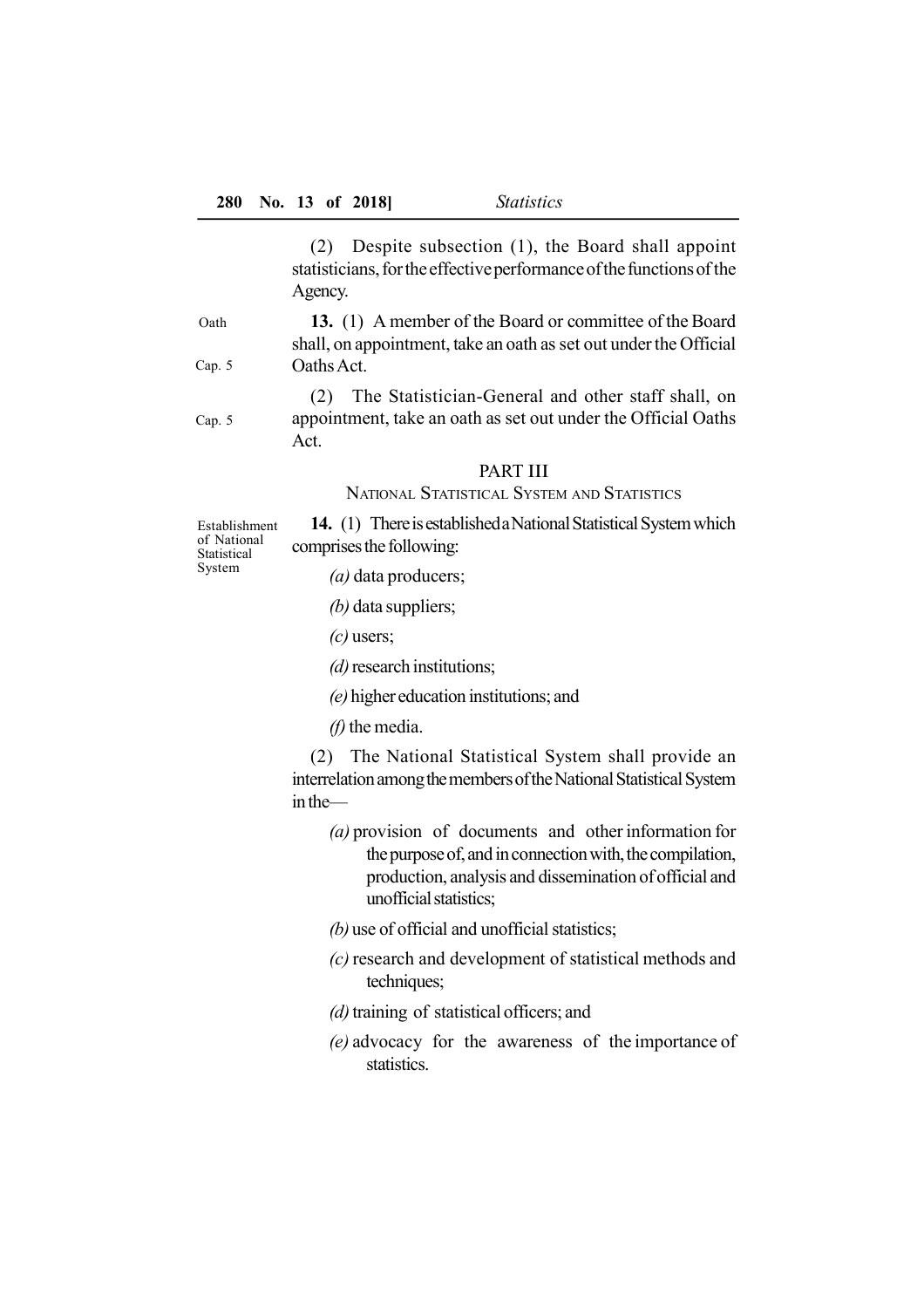(2) Despite subsection (1), the Board shall appoint statisticians, for the effective performance of the functions of the Agency.

Oath

**13.** (1) A member of the Board or committee of the Board shall, on appointment, take an oath as set out under the Official Oaths Act.

Cap. 5

(2) The Statistician-General and other staff shall, on appointment, take an oath as set out under the Official Oaths Act.

Cap. 5

## PART III

### NATIONAL STATISTICAL SYSTEM AND STATISTICS

Establishment of National Statistical System

**14.** (1) There is established a National Statistical System which comprises the following:

*(a)* data producers;

*(b)* data suppliers;

*(c)* users;

*(d)* research institutions;

*(e)* higher education institutions; and

*(f)* the media.

(2) The National Statistical System shall provide an interrelation among the members of the National Statistical System in the—

*(a)* provision of documents and other information for the purpose of, and in connection with, the compilation, production, analysis and dissemination of official and unofficial statistics;

*(b)* use of official and unofficial statistics;

*(c)* research and development of statistical methods and techniques;

*(d)* training of statistical officers; and

*(e)* advocacy for the awareness of the importance of statistics.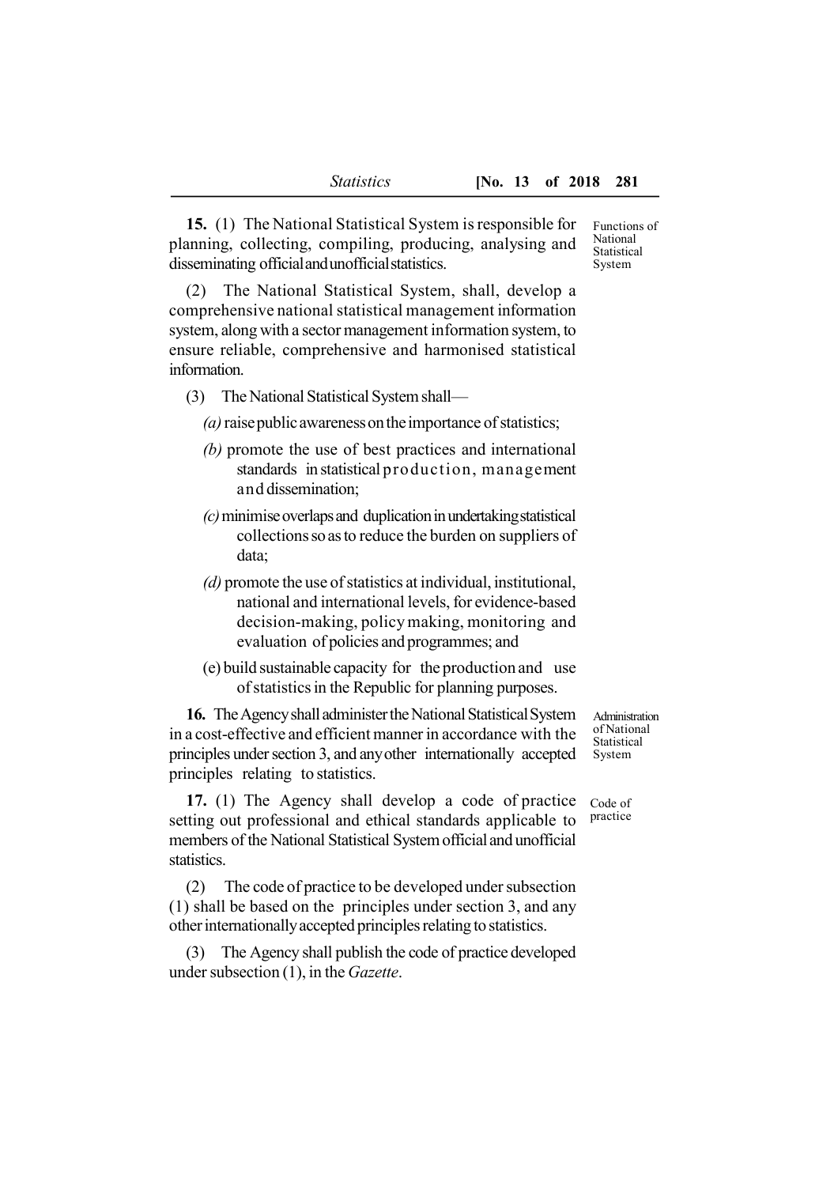**15.** (1) The National Statistical System is responsible for planning, collecting, compiling, producing, analysing and disseminating official and unofficial statistics.

Functions of National Statistical System

(2) The National Statistical System, shall, develop a comprehensive national statistical management information system, along with a sector management information system, to ensure reliable, comprehensive and harmonised statistical information.

(3) The National Statistical System shall—

*(a)* raise public awareness on the importance of statistics;

*(b)* promote the use of best practices and international standards in statistical production, management and dissemination;

*(c)* minimise overlaps and duplication in undertaking statistical collections so as to reduce the burden on suppliers of data;

*(d)* promote the use of statistics at individual, institutional, national and international levels, for evidence-based decision-making, policy making, monitoring and evaluation of policies and programmes; and

(e) build sustainable capacity for the production and use of statistics in the Republic for planning purposes.

**16.** The Agency shall administer the National Statistical System in a cost-effective and efficient manner in accordance with the principles under section 3, and any other internationally accepted principles relating to statistics.

Administration of National Statistical System

**17.** (1) The Agency shall develop a code of practice setting out professional and ethical standards applicable to members of the National Statistical System official and unofficial statistics.

Code of practice

(2) The code of practice to be developed under subsection (1) shall be based on the principles under section 3, and any other internationally accepted principles relating to statistics.

(3) The Agency shall publish the code of practice developed under subsection (1), in the *Gazette*.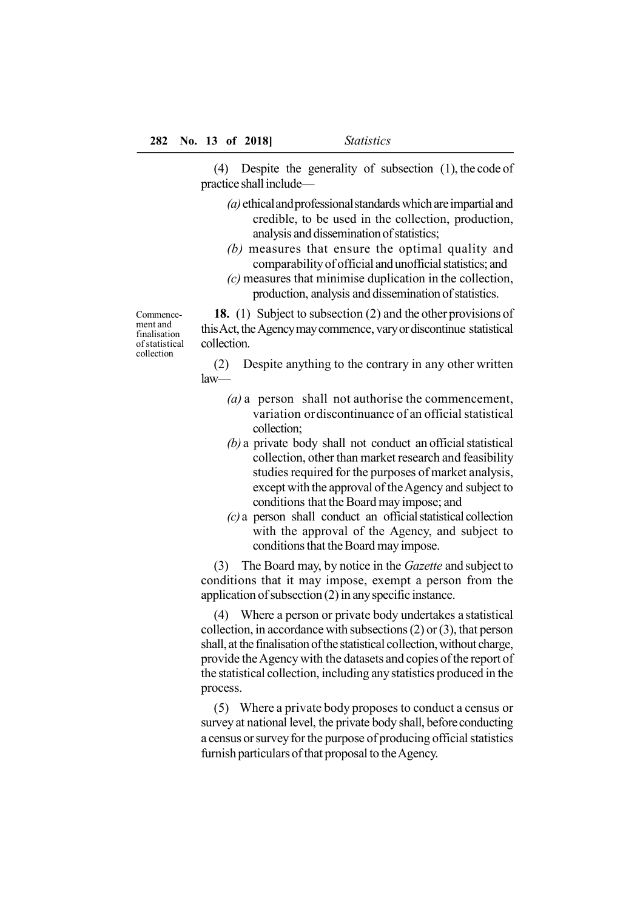(4) Despite the generality of subsection (1), the code of practice shall include—

*(a)* ethical and professional standards which are impartial and credible, to be used in the collection, production, analysis and dissemination of statistics;

*(b)* measures that ensure the optimal quality and comparability of official and unofficial statistics; and

*(c)* measures that minimise duplication in the collection, production, analysis and dissemination of statistics.

Commencement and finalisation of statistical collection

**18.** (1) Subject to subsection (2) and the other provisions of this Act, the Agency may commence, vary or discontinue statistical collection.

(2) Despite anything to the contrary in any other written law—

*(a)* a person shall not authorise the commencement, variation or discontinuance of an official statistical collection;

*(b)* a private body shall not conduct an official statistical collection, other than market research and feasibility studies required for the purposes of market analysis, except with the approval of the Agency and subject to conditions that the Board may impose; and

*(c)* a person shall conduct an official statistical collection with the approval of the Agency, and subject to conditions that the Board may impose.

(3) The Board may, by notice in the *Gazette* and subject to conditions that it may impose, exempt a person from the application of subsection (2) in any specific instance.

(4) Where a person or private body undertakes a statistical collection, in accordance with subsections (2) or (3), that person shall, at the finalisation of the statistical collection, without charge, provide the Agency with the datasets and copies of the report of the statistical collection, including any statistics produced in the process.

(5) Where a private body proposes to conduct a census or survey at national level, the private body shall, before conducting a census or survey for the purpose of producing official statistics furnish particulars of that proposal to the Agency.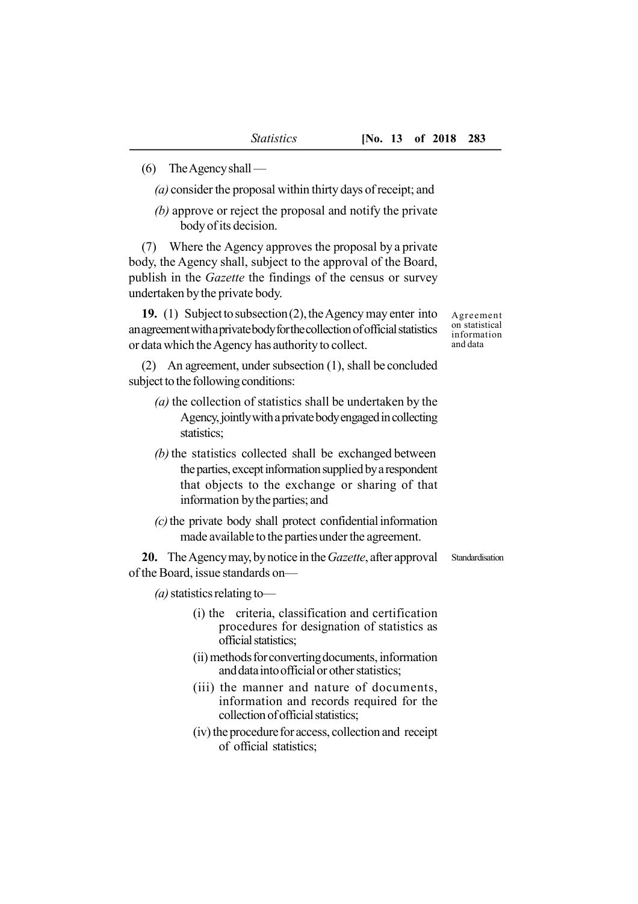(6) The Agency shall —

*(a)* consider the proposal within thirty days of receipt; and

*(b)* approve or reject the proposal and notify the private body of its decision.

(7) Where the Agency approves the proposal by a private body, the Agency shall, subject to the approval of the Board, publish in the *Gazette* the findings of the census or survey undertaken by the private body.

Agreement on statistical information and data

**19.** (1) Subject to subsection (2), the Agency may enter into an agreement with a private body for the collection of official statistics or data which the Agency has authority to collect.

(2) An agreement, under subsection (1), shall be concluded subject to the following conditions:

*(a)* the collection of statistics shall be undertaken by the Agency, jointly with a private body engaged in collecting statistics;

*(b)* the statistics collected shall be exchanged between the parties, except information supplied by a respondent that objects to the exchange or sharing of that information by the parties; and

*(c)* the private body shall protect confidential information made available to the parties under the agreement.

Standardisation

**20.** The Agency may, by notice in the *Gazette*, after approval of the Board, issue standards on—

*(a)* statistics relating to—

(i) the criteria, classification and certification procedures for designation of statistics as official statistics;

(ii) methods for converting documents, information and data into official or other statistics;

(iii) the manner and nature of documents, information and records required for the collection of official statistics;

(iv) the procedure for access, collection and receipt of official statistics;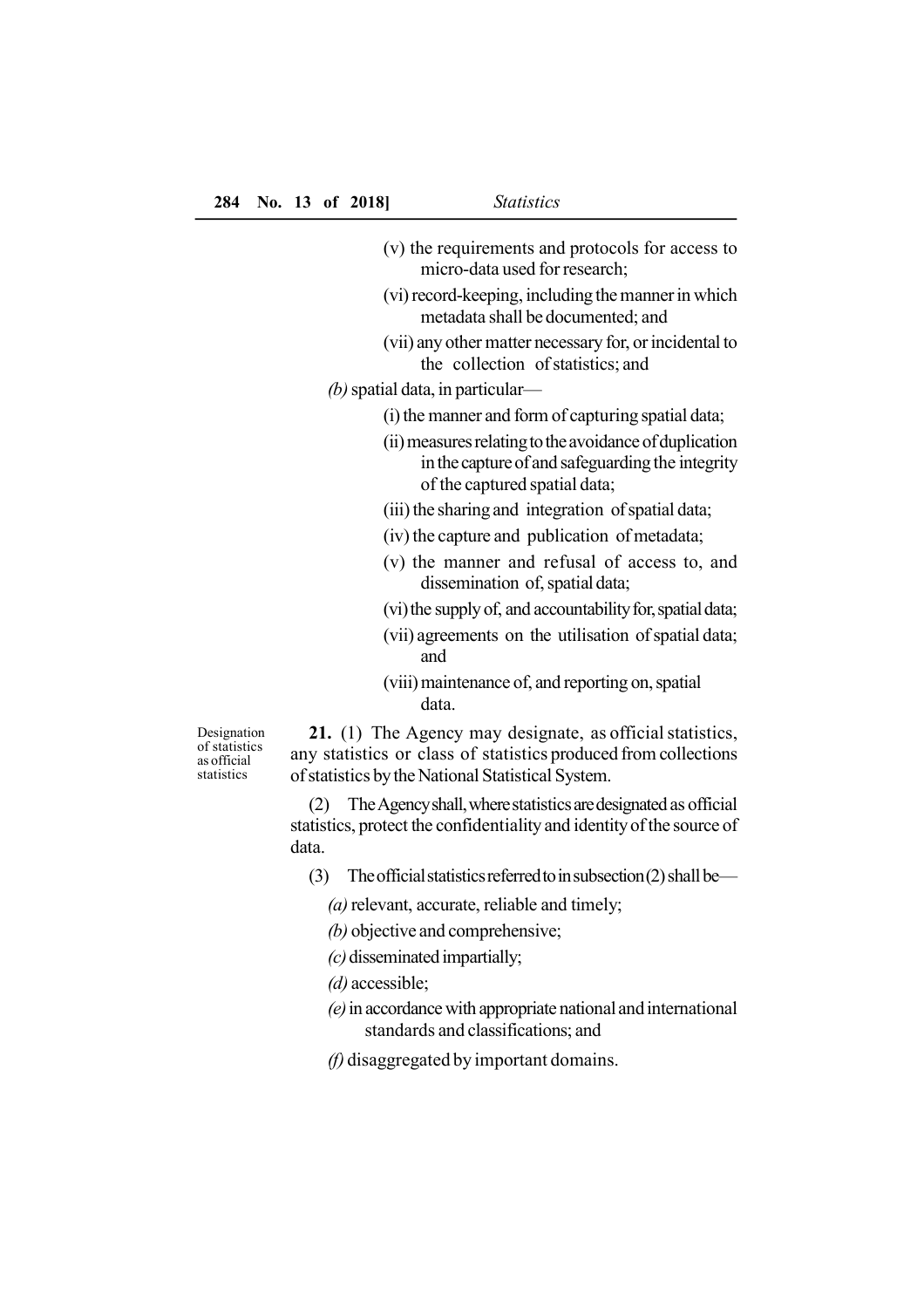(v) the requirements and protocols for access to micro-data used for research;

(vi) record-keeping, including the manner in which metadata shall be documented; and

(vii) any other matter necessary for, or incidental to the collection of statistics; and

*(b)* spatial data, in particular—

(i) the manner and form of capturing spatial data;

(ii) measures relating to the avoidance of duplication in the capture of and safeguarding the integrity of the captured spatial data;

(iii) the sharing and integration of spatial data;

(iv) the capture and publication of metadata;

(v) the manner and refusal of access to, and dissemination of, spatial data;

(vi) the supply of, and accountability for, spatial data;

(vii) agreements on the utilisation of spatial data; and

(viii) maintenance of, and reporting on, spatial data.

Designation of statistics as official statistics

**21.** (1) The Agency may designate, as official statistics, any statistics or class of statistics produced from collections of statistics by the National Statistical System.

(2) The Agency shall, where statistics are designated as official statistics, protect the confidentiality and identity of the source of data.

(3) The official statistics referred to in subsection (2) shall be—

*(a)* relevant, accurate, reliable and timely;

*(b)* objective and comprehensive;

*(c)* disseminated impartially;

*(d)* accessible;

*(e)* in accordance with appropriate national and international standards and classifications; and

*(f)* disaggregated by important domains.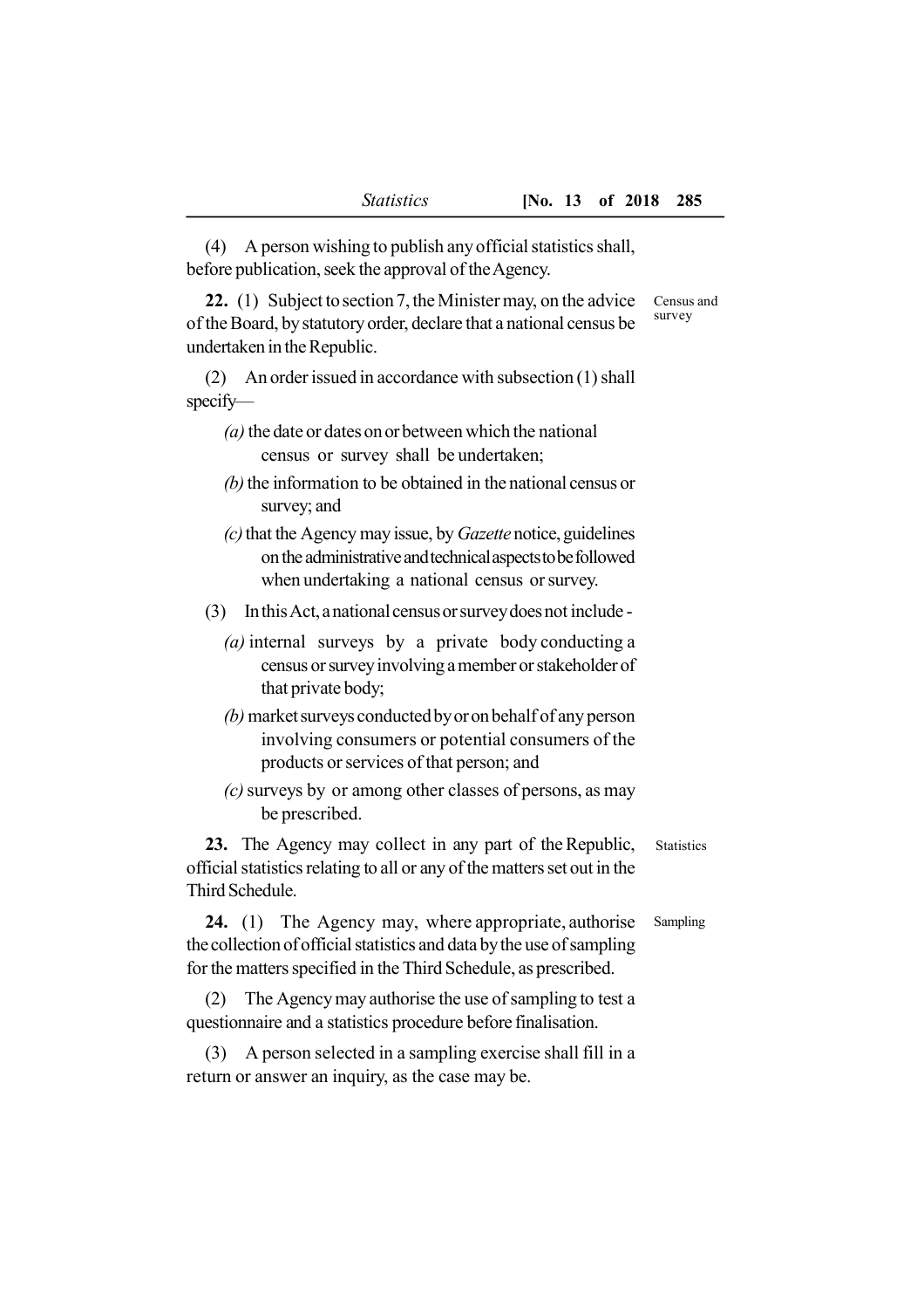(4) A person wishing to publish any official statistics shall, before publication, seek the approval of the Agency.

Census and survey

**22.** (1) Subject to section 7, the Minister may, on the advice of the Board, by statutory order, declare that a national census be undertaken in the Republic.

(2) An order issued in accordance with subsection (1) shall specify—

*(a)* the date or dates on or between which the national census or survey shall be undertaken;

*(b)* the information to be obtained in the national census or survey; and

*(c)* that the Agency may issue, by *Gazette* notice, guidelines on the administrative and technical aspects to be followed when undertaking a national census or survey.

(3) In this Act, a national census or survey does not include -

*(a)* internal surveys by a private body conducting a census or survey involving a member or stakeholder of that private body;

*(b)* market surveys conducted by or on behalf of any person involving consumers or potential consumers of the products or services of that person; and

*(c)* surveys by or among other classes of persons, as may be prescribed.

Statistics

**23.** The Agency may collect in any part of the Republic, official statistics relating to all or any of the matters set out in the Third Schedule.

Sampling

**24.** (1) The Agency may, where appropriate, authorise the collection of official statistics and data by the use of sampling for the matters specified in the Third Schedule, as prescribed.

(2) The Agency may authorise the use of sampling to test a questionnaire and a statistics procedure before finalisation.

(3) A person selected in a sampling exercise shall fill in a return or answer an inquiry, as the case may be.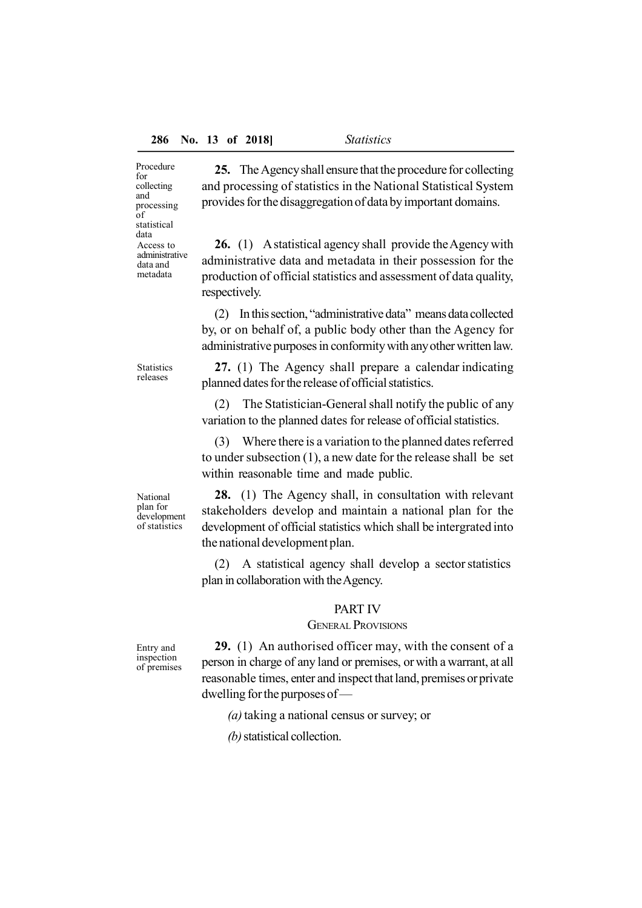Procedure for collecting and processing of statistical data

**25.** The Agency shall ensure that the procedure for collecting and processing of statistics in the National Statistical System provides for the disaggregation of data by important domains.

Access to administrative data and metadata

**26.** (1) A statistical agency shall provide the Agency with administrative data and metadata in their possession for the production of official statistics and assessment of data quality, respectively.

(2) In this section, "administrative data" means data collected by, or on behalf of, a public body other than the Agency for administrative purposes in conformity with any other written law.

Statistics releases

**27.** (1) The Agency shall prepare a calendar indicating planned dates for the release of official statistics.

(2) The Statistician-General shall notify the public of any variation to the planned dates for release of official statistics.

(3) Where there is a variation to the planned dates referred to under subsection (1), a new date for the release shall be set within reasonable time and made public.

National plan for development of statistics

**28.** (1) The Agency shall, in consultation with relevant stakeholders develop and maintain a national plan for the development of official statistics which shall be intergrated into the national development plan.

(2) A statistical agency shall develop a sector statistics plan in collaboration with the Agency.

## PART IV

### GENERAL PROVISIONS

Entry and inspection of premises

**29.** (1) An authorised officer may, with the consent of a person in charge of any land or premises, or with a warrant, at all reasonable times, enter and inspect that land, premises or private dwelling for the purposes of—

*(a)* taking a national census or survey; or

*(b)* statistical collection.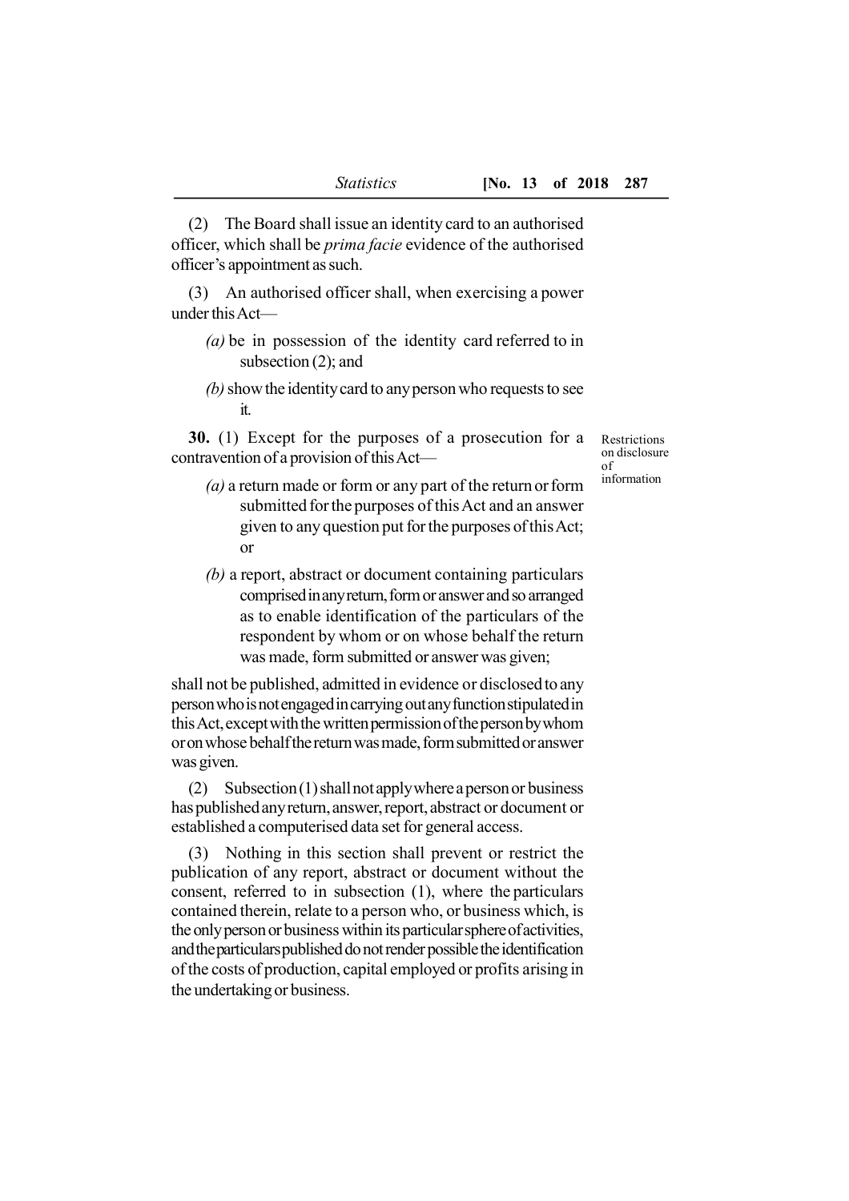(2) The Board shall issue an identity card to an authorised officer, which shall be *prima facie* evidence of the authorised officer's appointment as such.

(3) An authorised officer shall, when exercising a power under this Act—

*(a)* be in possession of the identity card referred to in subsection (2); and

*(b)* show the identity card to any person who requests to see it.

Restrictions on disclosure of information

**30.** (1) Except for the purposes of a prosecution for a contravention of a provision of this Act—

*(a)* a return made or form or any part of the return or form submitted for the purposes of this Act and an answer given to any question put for the purposes of this Act; or

*(b)* a report, abstract or document containing particulars comprised in any return, form or answer and so arranged as to enable identification of the particulars of the respondent by whom or on whose behalf the return was made, form submitted or answer was given;

shall not be published, admitted in evidence or disclosed to any person who is not engaged in carrying out any function stipulated in this Act, except with the written permission of the person by whom or on whose behalf the return was made, form submitted or answer was given.

(2) Subsection (1) shall not apply where a person or business has published any return, answer, report, abstract or document or established a computerised data set for general access.

(3) Nothing in this section shall prevent or restrict the publication of any report, abstract or document without the consent, referred to in subsection (1), where the particulars contained therein, relate to a person who, or business which, is the only person or business within its particular sphere of activities, and the particulars published do not render possible the identification of the costs of production, capital employed or profits arising in the undertaking or business.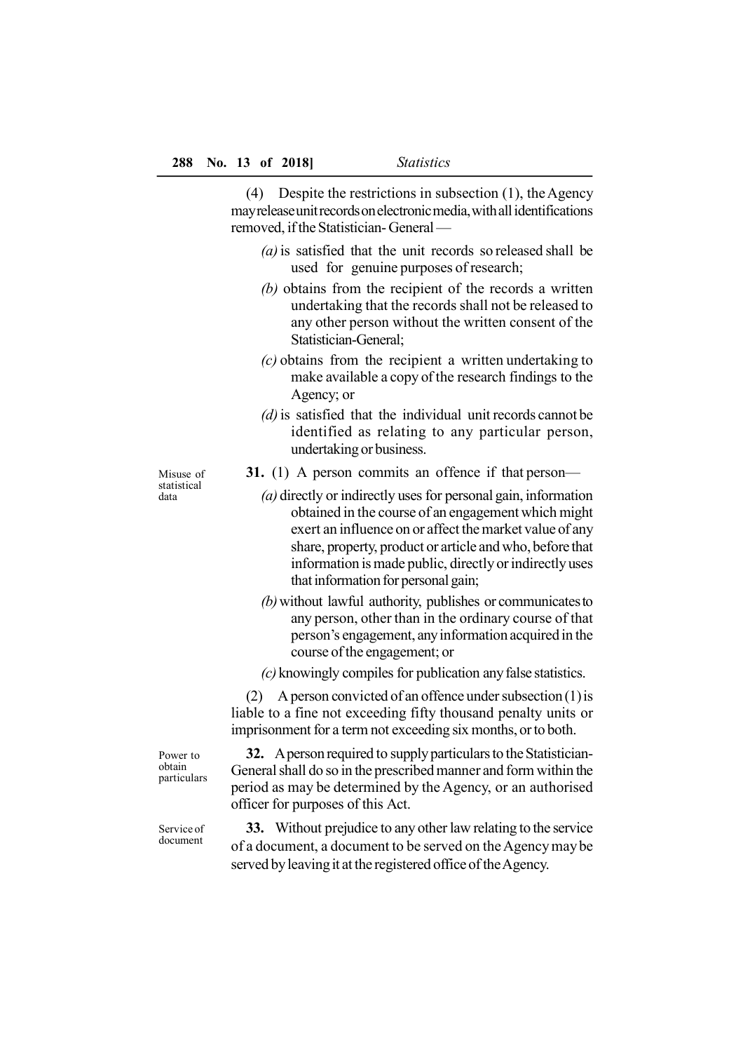(4) Despite the restrictions in subsection (1), the Agency may release unit records on electronic media, with all identifications removed, if the Statistician- General —

*(a)* is satisfied that the unit records so released shall be used for genuine purposes of research;

*(b)* obtains from the recipient of the records a written undertaking that the records shall not be released to any other person without the written consent of the Statistician-General;

*(c)* obtains from the recipient a written undertaking to make available a copy of the research findings to the Agency; or

*(d)* is satisfied that the individual unit records cannot be identified as relating to any particular person, undertaking or business.

Misuse of statistical data

**31.** (1) A person commits an offence if that person—

*(a)* directly or indirectly uses for personal gain, information obtained in the course of an engagement which might exert an influence on or affect the market value of any share, property, product or article and who, before that information is made public, directly or indirectly uses that information for personal gain;

*(b)* without lawful authority, publishes or communicates to any person, other than in the ordinary course of that person's engagement, any information acquired in the course of the engagement; or

*(c)* knowingly compiles for publication any false statistics.

(2) A person convicted of an offence under subsection (1) is liable to a fine not exceeding fifty thousand penalty units or imprisonment for a term not exceeding six months, or to both.

Power to obtain particulars

**32.** A person required to supply particulars to the Statistician-General shall do so in the prescribed manner and form within the period as may be determined by the Agency, or an authorised officer for purposes of this Act.

Service of document

**33.** Without prejudice to any other law relating to the service of a document, a document to be served on the Agency may be served by leaving it at the registered office of the Agency.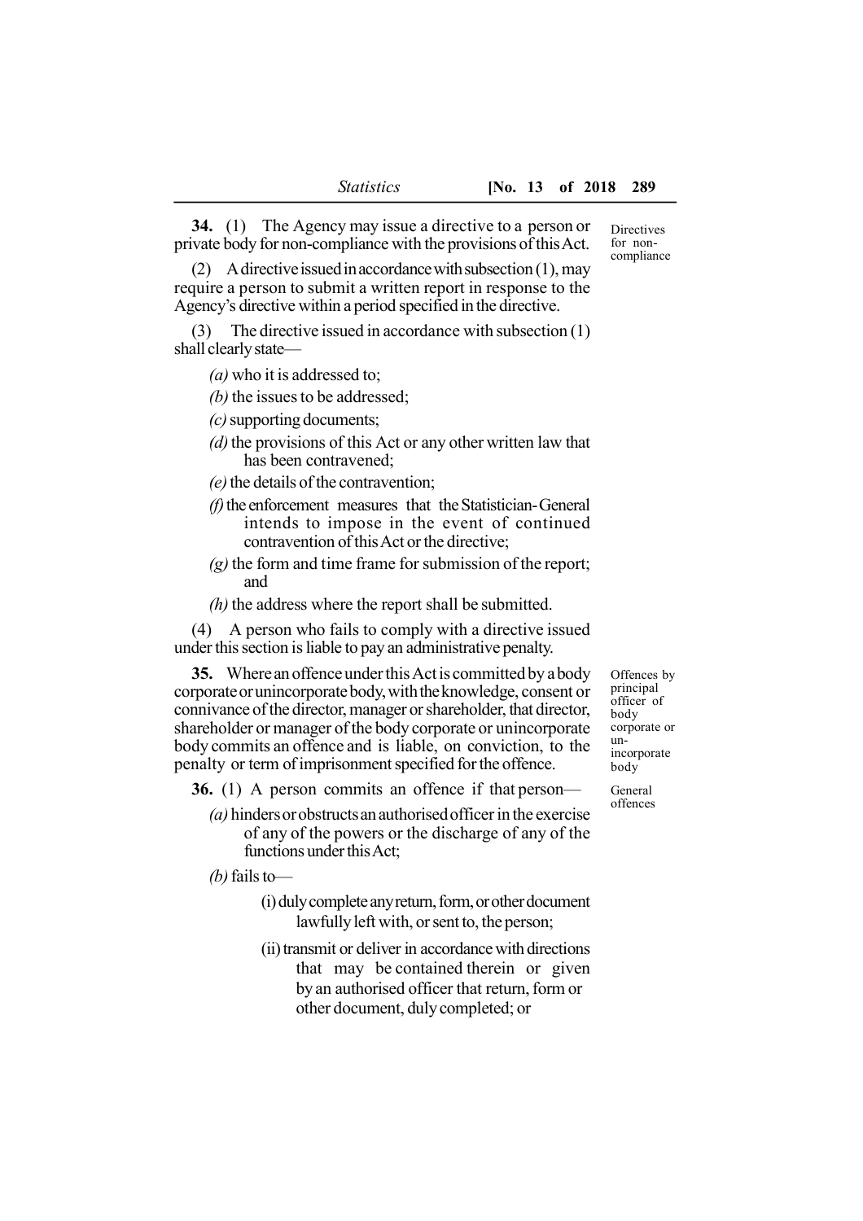**34.** (1) The Agency may issue a directive to a person or private body for non-compliance with the provisions of this Act.

Directives for non-compliance

(2) A directive issued in accordance with subsection (1), may require a person to submit a written report in response to the Agency's directive within a period specified in the directive.

(3) The directive issued in accordance with subsection (1) shall clearly state—

*(a)* who it is addressed to;

*(b)* the issues to be addressed;

*(c)* supporting documents;

*(d)* the provisions of this Act or any other written law that has been contravened;

*(e)* the details of the contravention;

*(f)* the enforcement measures that the Statistician-General intends to impose in the event of continued contravention of this Act or the directive;

*(g)* the form and time frame for submission of the report; and

*(h)* the address where the report shall be submitted.

(4) A person who fails to comply with a directive issued under this section is liable to pay an administrative penalty.

**35.** Where an offence under this Act is committed by a body corporate or unincorporate body, with the knowledge, consent or connivance of the director, manager or shareholder, that director, shareholder or manager of the body corporate or unincorporate body commits an offence and is liable, on conviction, to the penalty or term of imprisonment specified for the offence.

Offences by principal officer of body corporate or unincorporate body

**36.** (1) A person commits an offence if that person—

General offences

*(a)* hinders or obstructs an authorised officer in the exercise of any of the powers or the discharge of any of the functions under this Act;

*(b)* fails to—

(i) duly complete any return, form, or other document lawfully left with, or sent to, the person;

(ii) transmit or deliver in accordance with directions that may be contained therein or given by an authorised officer that return, form or other document, duly completed; or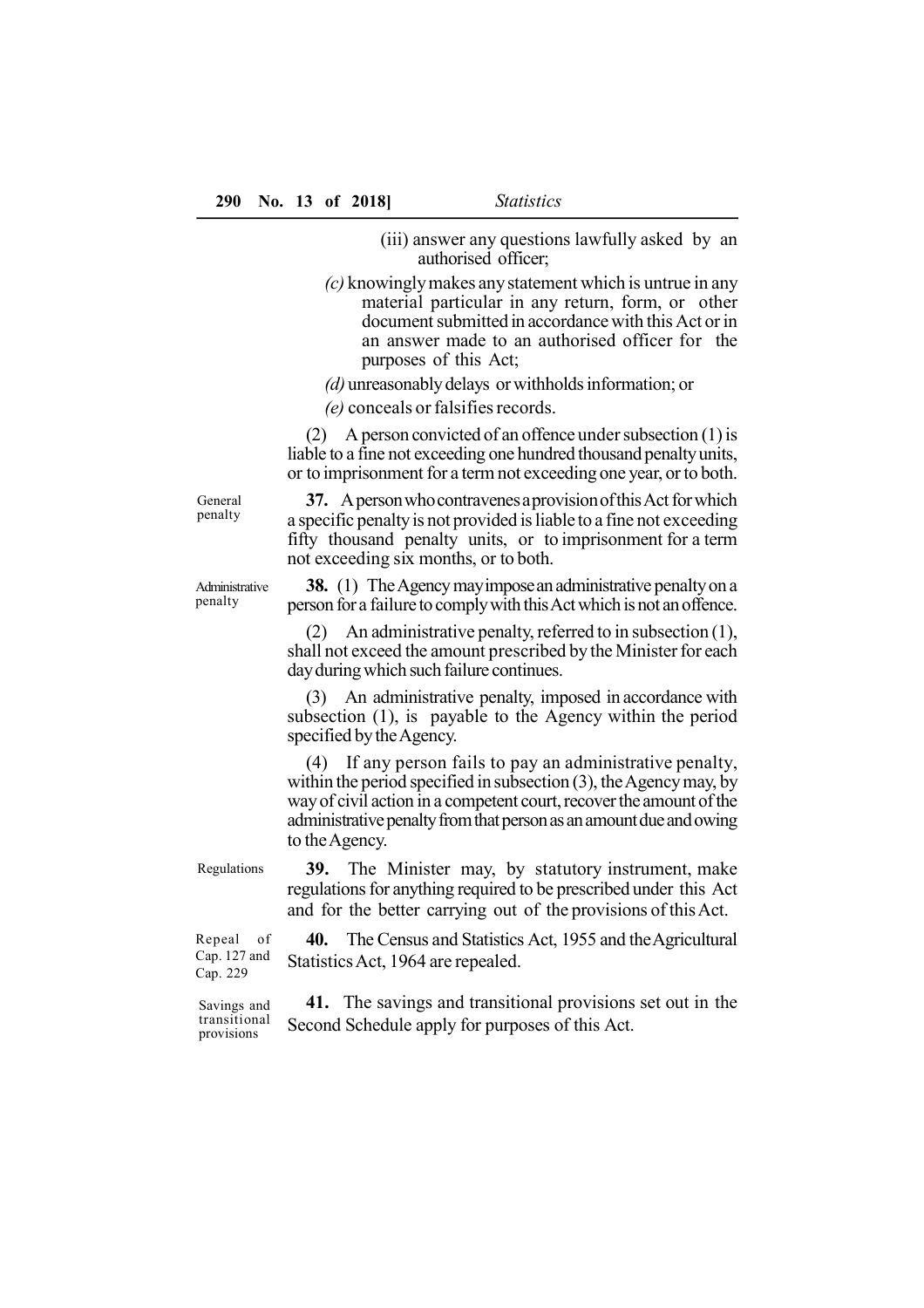(iii) answer any questions lawfully asked by an authorised officer;

*(c)* knowingly makes any statement which is untrue in any material particular in any return, form, or other document submitted in accordance with this Act or in an answer made to an authorised officer for the purposes of this Act;

*(d)* unreasonably delays or withholds information; or

*(e)* conceals or falsifies records.

(2) A person convicted of an offence under subsection (1) is liable to a fine not exceeding one hundred thousand penalty units, or to imprisonment for a term not exceeding one year, or to both.

General penalty

**37.** A person who contravenes a provision of this Act for which a specific penalty is not provided is liable to a fine not exceeding fifty thousand penalty units, or to imprisonment for a term not exceeding six months, or to both.

Administrative penalty

**38.** (1) The Agency may impose an administrative penalty on a person for a failure to comply with this Act which is not an offence.

(2) An administrative penalty, referred to in subsection (1), shall not exceed the amount prescribed by the Minister for each day during which such failure continues.

(3) An administrative penalty, imposed in accordance with subsection (1), is payable to the Agency within the period specified by the Agency.

(4) If any person fails to pay an administrative penalty, within the period specified in subsection (3), the Agency may, by way of civil action in a competent court, recover the amount of the administrative penalty from that person as an amount due and owing to the Agency.

Regulations

**39.** The Minister may, by statutory instrument, make regulations for anything required to be prescribed under this Act and for the better carrying out of the provisions of this Act.

Repeal of Cap. 127 and Cap. 229

**40.** The Census and Statistics Act, 1955 and the Agricultural Statistics Act, 1964 are repealed.

Savings and transitional provisions

**41.** The savings and transitional provisions set out in the Second Schedule apply for purposes of this Act.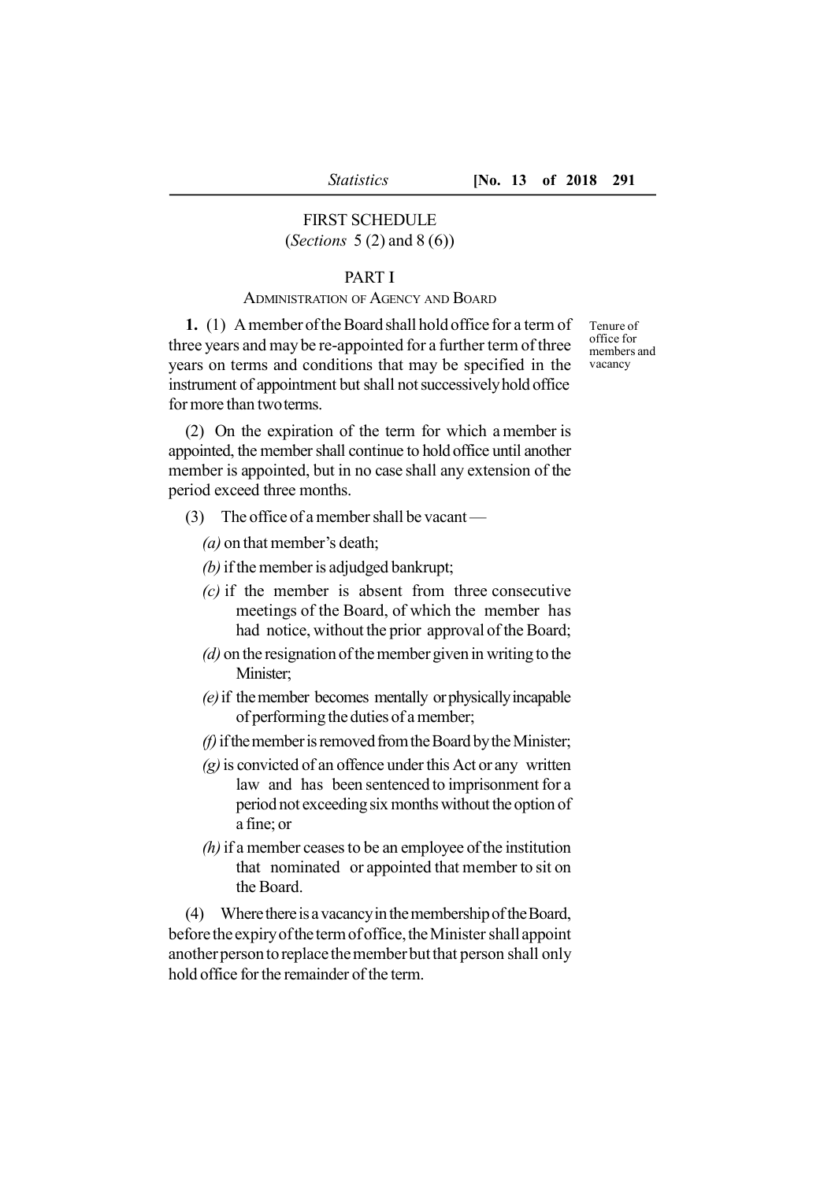# FIRST SCHEDULE
(*Sections* 5 (2) and 8 (6))

## PART I

### Administration of Agency and Board

**1.** (1) A member of the Board shall hold office for a term of three years and may be re-appointed for a further term of three years on terms and conditions that may be specified in the instrument of appointment but shall not successively hold office for more than two terms.

Tenure of office for members and vacancy

(2) On the expiration of the term for which a member is appointed, the member shall continue to hold office until another member is appointed, but in no case shall any extension of the period exceed three months.

(3) The office of a member shall be vacant —

*(a)* on that member's death;

*(b)* if the member is adjudged bankrupt;

*(c)* if the member is absent from three consecutive meetings of the Board, of which the member has had notice, without the prior approval of the Board;

*(d)* on the resignation of the member given in writing to the Minister;

*(e)* if the member becomes mentally or physically incapable of performing the duties of a member;

*(f)* if the member is removed from the Board by the Minister;

*(g)* is convicted of an offence under this Act or any written law and has been sentenced to imprisonment for a period not exceeding six months without the option of a fine; or

*(h)* if a member ceases to be an employee of the institution that nominated or appointed that member to sit on the Board.

(4) Where there is a vacancy in the membership of the Board, before the expiry of the term of office, the Minister shall appoint another person to replace the member but that person shall only hold office for the remainder of the term.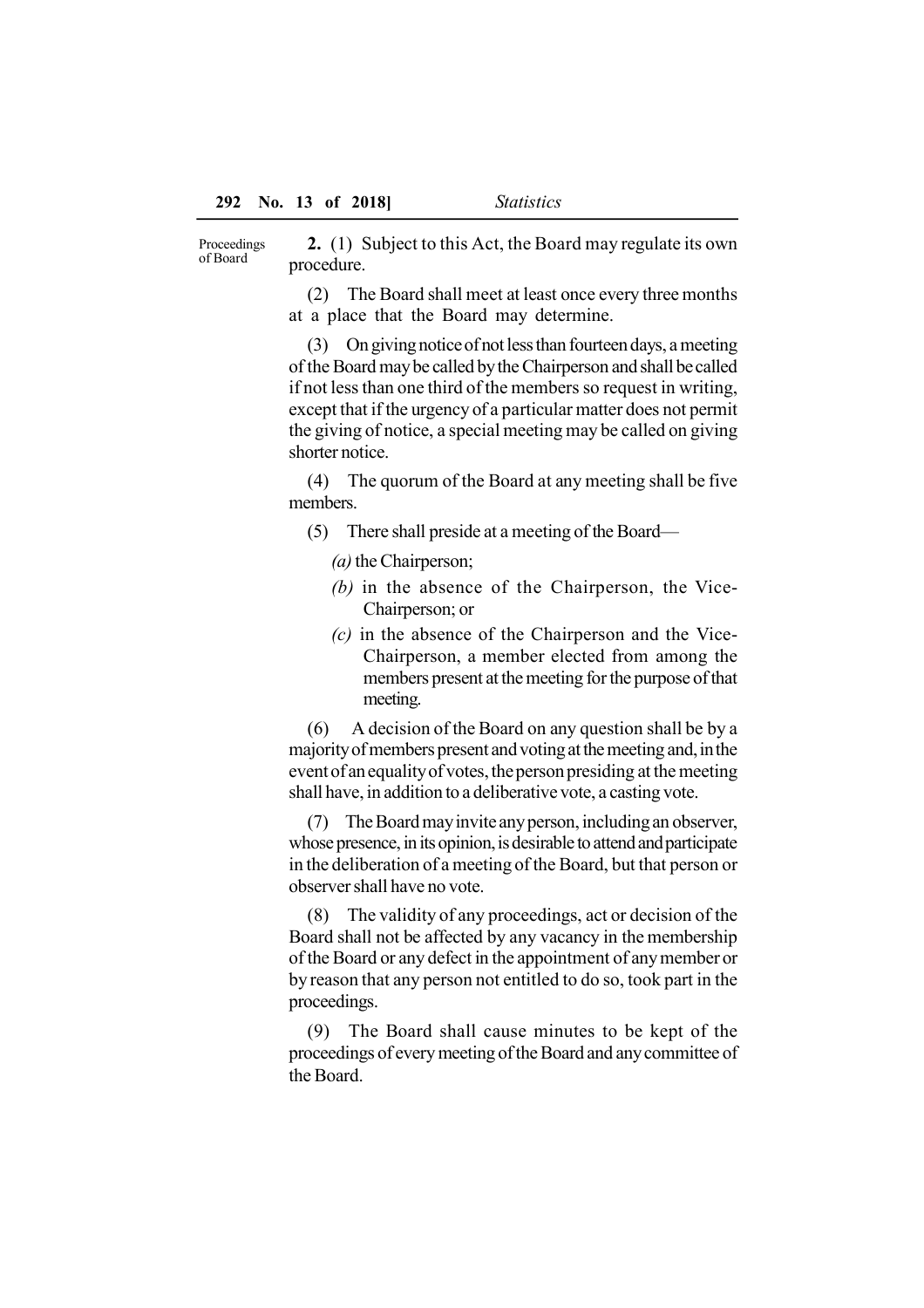Proceedings of Board

**2.** (1) Subject to this Act, the Board may regulate its own procedure.

(2) The Board shall meet at least once every three months at a place that the Board may determine.

(3) On giving notice of not less than fourteen days, a meeting of the Board may be called by the Chairperson and shall be called if not less than one third of the members so request in writing, except that if the urgency of a particular matter does not permit the giving of notice, a special meeting may be called on giving shorter notice.

(4) The quorum of the Board at any meeting shall be five members.

(5) There shall preside at a meeting of the Board—

*(a)* the Chairperson;

*(b)* in the absence of the Chairperson, the Vice-Chairperson; or

*(c)* in the absence of the Chairperson and the Vice-Chairperson, a member elected from among the members present at the meeting for the purpose of that meeting.

(6) A decision of the Board on any question shall be by a majority of members present and voting at the meeting and, in the event of an equality of votes, the person presiding at the meeting shall have, in addition to a deliberative vote, a casting vote.

(7) The Board may invite any person, including an observer, whose presence, in its opinion, is desirable to attend and participate in the deliberation of a meeting of the Board, but that person or observer shall have no vote.

(8) The validity of any proceedings, act or decision of the Board shall not be affected by any vacancy in the membership of the Board or any defect in the appointment of any member or by reason that any person not entitled to do so, took part in the proceedings.

(9) The Board shall cause minutes to be kept of the proceedings of every meeting of the Board and any committee of the Board.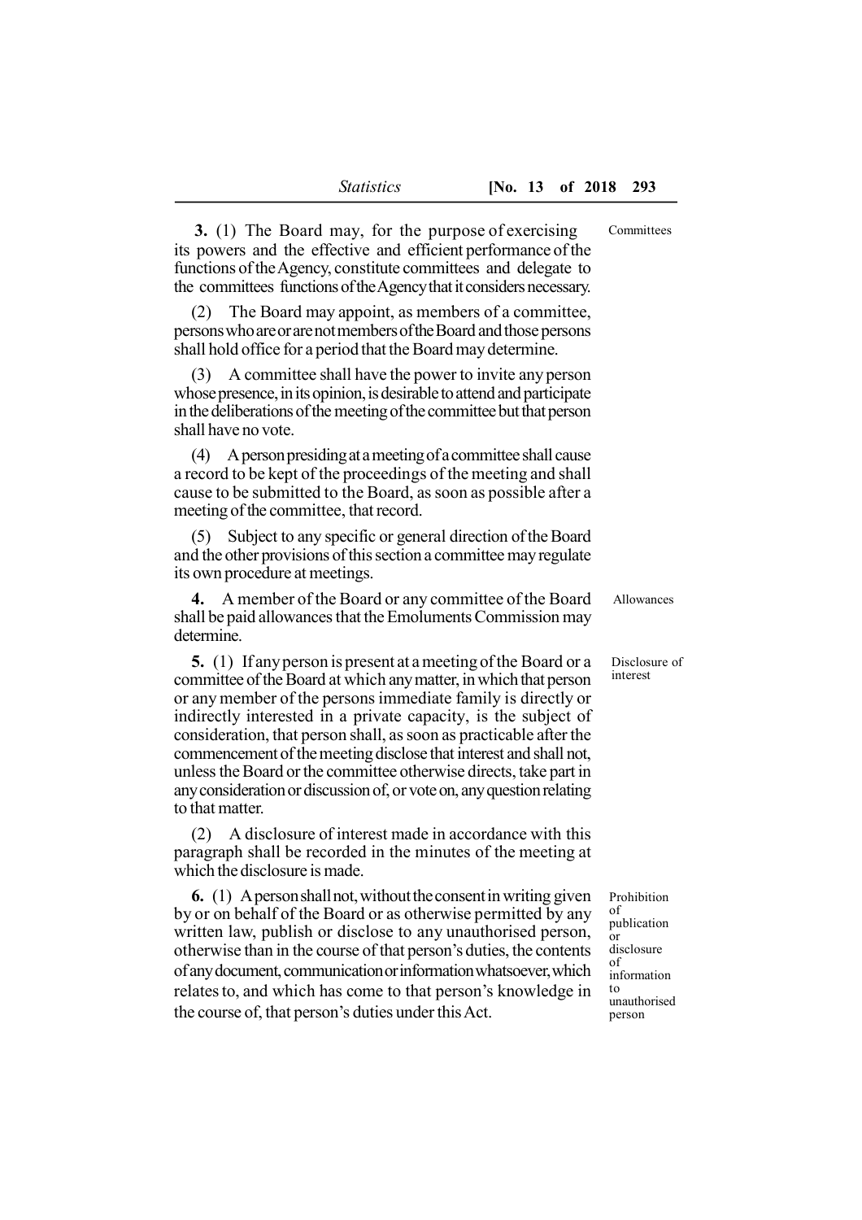**3.** (1) The Board may, for the purpose of exercising its powers and the effective and efficient performance of the functions of the Agency, constitute committees and delegate to the committees functions of the Agency that it considers necessary. Committees

(2) The Board may appoint, as members of a committee, persons who are or are not members of the Board and those persons shall hold office for a period that the Board may determine.

(3) A committee shall have the power to invite any person whose presence, in its opinion, is desirable to attend and participate in the deliberations of the meeting of the committee but that person shall have no vote.

(4) A person presiding at a meeting of a committee shall cause a record to be kept of the proceedings of the meeting and shall cause to be submitted to the Board, as soon as possible after a meeting of the committee, that record.

(5) Subject to any specific or general direction of the Board and the other provisions of this section a committee may regulate its own procedure at meetings.

**4.** A member of the Board or any committee of the Board shall be paid allowances that the Emoluments Commission may determine. Allowances

**5.** (1) If any person is present at a meeting of the Board or a committee of the Board at which any matter, in which that person or any member of the persons immediate family is directly or indirectly interested in a private capacity, is the subject of consideration, that person shall, as soon as practicable after the commencement of the meeting disclose that interest and shall not, unless the Board or the committee otherwise directs, take part in any consideration or discussion of, or vote on, any question relating to that matter. Disclosure of interest

(2) A disclosure of interest made in accordance with this paragraph shall be recorded in the minutes of the meeting at which the disclosure is made.

**6.** (1) A person shall not, without the consent in writing given by or on behalf of the Board or as otherwise permitted by any written law, publish or disclose to any unauthorised person, otherwise than in the course of that person's duties, the contents of any document, communication or information whatsoever, which relates to, and which has come to that person's knowledge in the course of, that person's duties under this Act. Prohibition of publication or disclosure of information to unauthorised person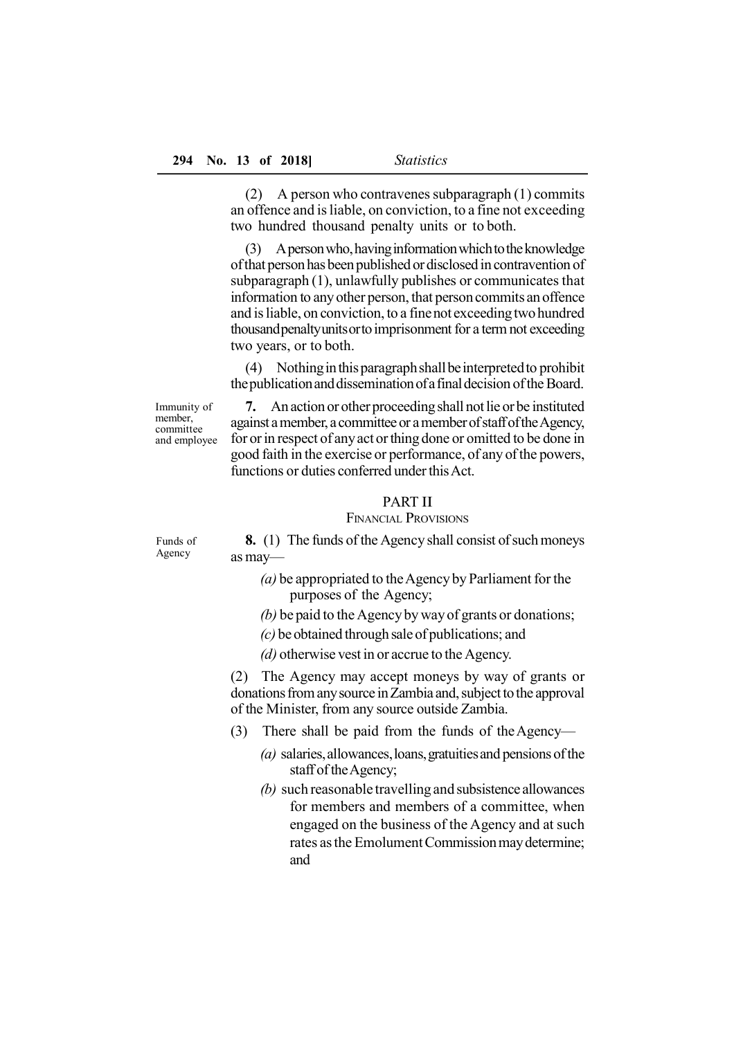(2) A person who contravenes subparagraph (1) commits an offence and is liable, on conviction, to a fine not exceeding two hundred thousand penalty units or to both.

(3) A person who, having information which to the knowledge of that person has been published or disclosed in contravention of subparagraph (1), unlawfully publishes or communicates that information to any other person, that person commits an offence and is liable, on conviction, to a fine not exceeding two hundred thousand penalty units or to imprisonment for a term not exceeding two years, or to both.

(4) Nothing in this paragraph shall be interpreted to prohibit the publication and dissemination of a final decision of the Board.

Immunity of member, committee and employee

**7.** An action or other proceeding shall not lie or be instituted against a member, a committee or a member of staff of the Agency, for or in respect of any act or thing done or omitted to be done in good faith in the exercise or performance, of any of the powers, functions or duties conferred under this Act.

## PART II
### FINANCIAL PROVISIONS

Funds of Agency

**8.** (1) The funds of the Agency shall consist of such moneys as may—

*(a)* be appropriated to the Agency by Parliament for the purposes of the Agency;

*(b)* be paid to the Agency by way of grants or donations;

*(c)* be obtained through sale of publications; and

*(d)* otherwise vest in or accrue to the Agency.

(2) The Agency may accept moneys by way of grants or donations from any source in Zambia and, subject to the approval of the Minister, from any source outside Zambia.

(3) There shall be paid from the funds of the Agency—

*(a)* salaries, allowances, loans, gratuities and pensions of the staff of the Agency;

*(b)* such reasonable travelling and subsistence allowances for members and members of a committee, when engaged on the business of the Agency and at such rates as the Emolument Commission may determine; and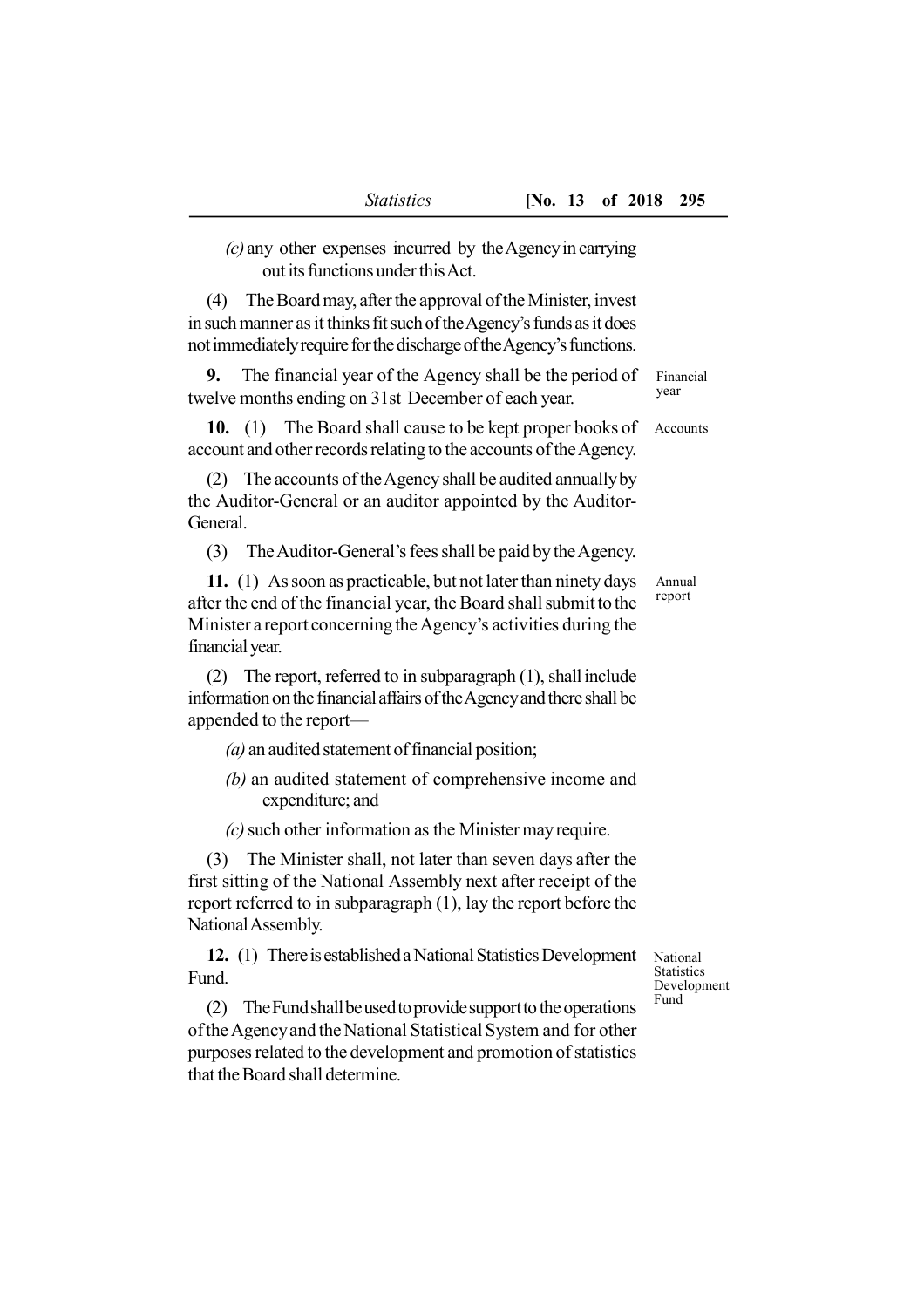*(c)* any other expenses incurred by the Agency in carrying out its functions under this Act.

(4) The Board may, after the approval of the Minister, invest in such manner as it thinks fit such of the Agency's funds as it does not immediately require for the discharge of the Agency's functions.

**9.** The financial year of the Agency shall be the period of twelve months ending on 31st December of each year.

Financial year

**10.** (1) The Board shall cause to be kept proper books of account and other records relating to the accounts of the Agency.

Accounts

(2) The accounts of the Agency shall be audited annually by the Auditor-General or an auditor appointed by the Auditor-General.

(3) The Auditor-General's fees shall be paid by the Agency.

**11.** (1) As soon as practicable, but not later than ninety days after the end of the financial year, the Board shall submit to the Minister a report concerning the Agency's activities during the financial year.

Annual report

(2) The report, referred to in subparagraph (1), shall include information on the financial affairs of the Agency and there shall be appended to the report—

*(a)* an audited statement of financial position;

*(b)* an audited statement of comprehensive income and expenditure; and

*(c)* such other information as the Minister may require.

(3) The Minister shall, not later than seven days after the first sitting of the National Assembly next after receipt of the report referred to in subparagraph (1), lay the report before the National Assembly.

**12.** (1) There is established a National Statistics Development Fund.

National Statistics Development Fund

(2) The Fund shall be used to provide support to the operations of the Agency and the National Statistical System and for other purposes related to the development and promotion of statistics that the Board shall determine.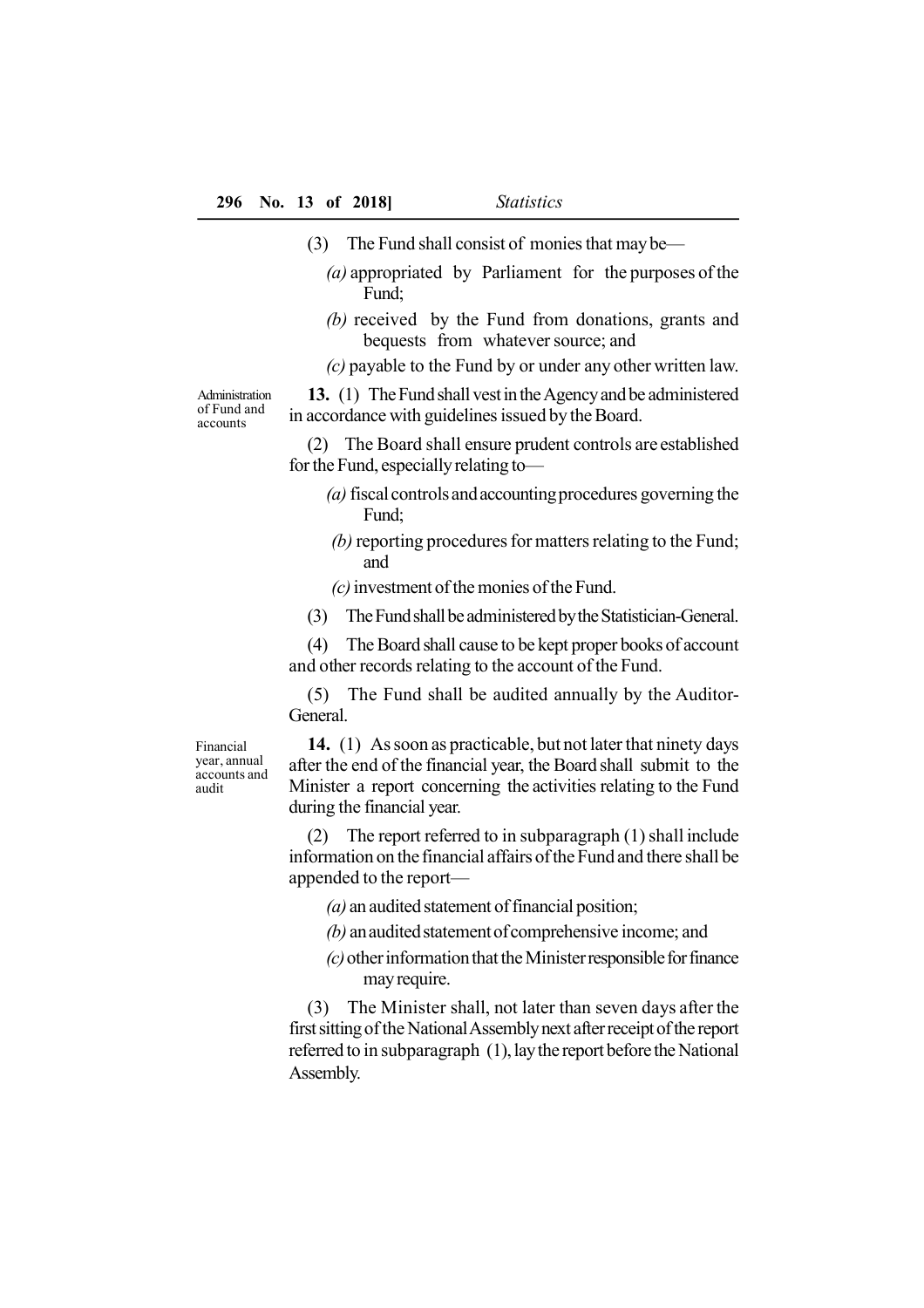(3) The Fund shall consist of monies that may be—

*(a)* appropriated by Parliament for the purposes of the Fund;

*(b)* received by the Fund from donations, grants and bequests from whatever source; and

*(c)* payable to the Fund by or under any other written law.

Administration of Fund and accounts

**13.** (1) The Fund shall vest in the Agency and be administered in accordance with guidelines issued by the Board.

(2) The Board shall ensure prudent controls are established for the Fund, especially relating to—

*(a)* fiscal controls and accounting procedures governing the Fund;

*(b)* reporting procedures for matters relating to the Fund; and

*(c)* investment of the monies of the Fund.

(3) The Fund shall be administered by the Statistician-General.

(4) The Board shall cause to be kept proper books of account and other records relating to the account of the Fund.

(5) The Fund shall be audited annually by the Auditor-General.

Financial year, annual accounts and audit

**14.** (1) As soon as practicable, but not later that ninety days after the end of the financial year, the Board shall submit to the Minister a report concerning the activities relating to the Fund during the financial year.

(2) The report referred to in subparagraph (1) shall include information on the financial affairs of the Fund and there shall be appended to the report—

*(a)* an audited statement of financial position;

*(b)* an audited statement of comprehensive income; and

*(c)* other information that the Minister responsible for finance may require.

(3) The Minister shall, not later than seven days after the first sitting of the National Assembly next after receipt of the report referred to in subparagraph (1), lay the report before the National Assembly.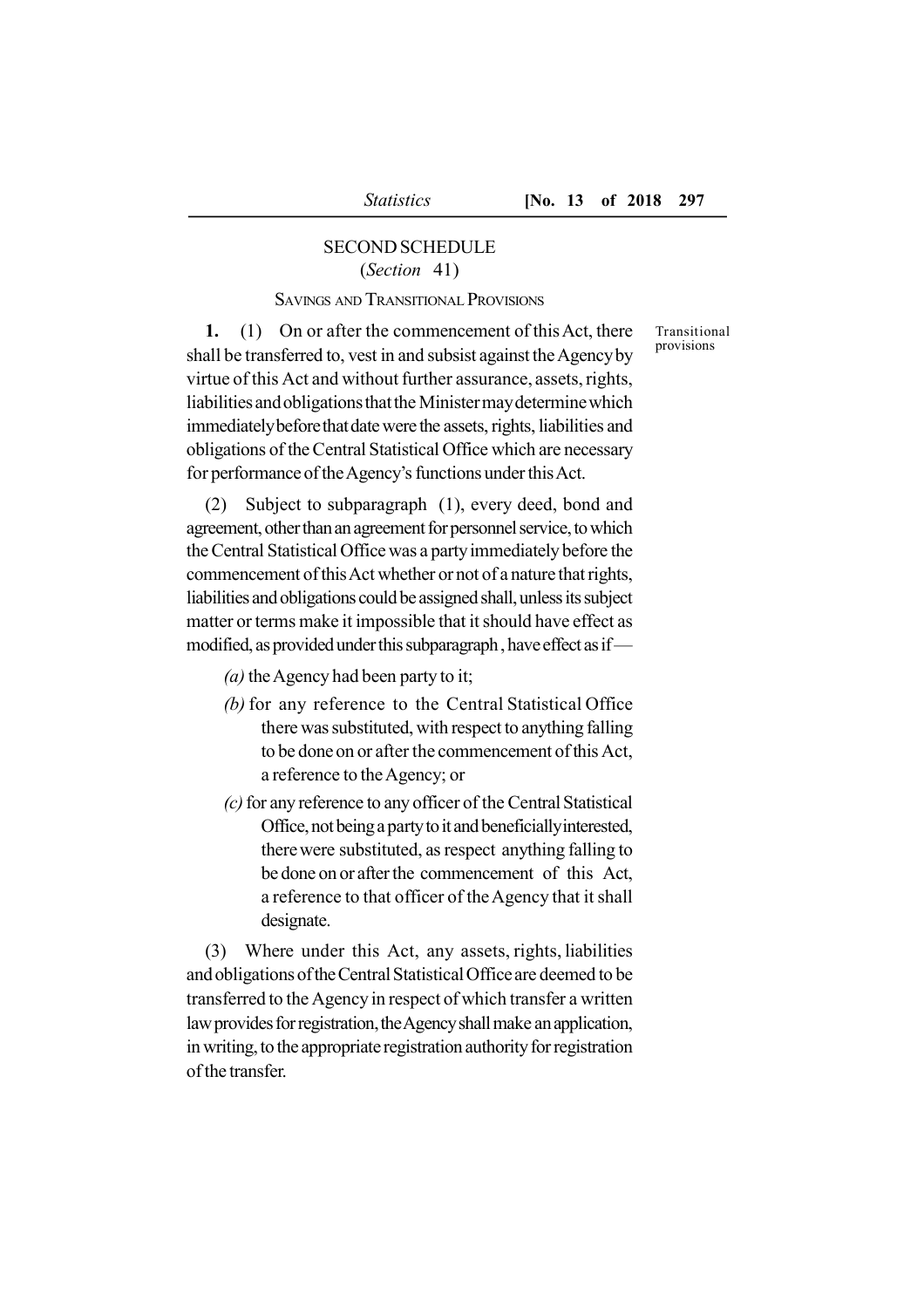## SECOND SCHEDULE
(*Section* 41)

### SAVINGS AND TRANSITIONAL PROVISIONS

Transitional provisions

**1.** (1) On or after the commencement of this Act, there shall be transferred to, vest in and subsist against the Agency by virtue of this Act and without further assurance, assets, rights, liabilities and obligations that the Minister may determine which immediately before that date were the assets, rights, liabilities and obligations of the Central Statistical Office which are necessary for performance of the Agency's functions under this Act.

(2) Subject to subparagraph (1), every deed, bond and agreement, other than an agreement for personnel service, to which the Central Statistical Office was a party immediately before the commencement of this Act whether or not of a nature that rights, liabilities and obligations could be assigned shall, unless its subject matter or terms make it impossible that it should have effect as modified, as provided under this subparagraph , have effect as if—

*(a)* the Agency had been party to it;

*(b)* for any reference to the Central Statistical Office there was substituted, with respect to anything falling to be done on or after the commencement of this Act, a reference to the Agency; or

*(c)* for any reference to any officer of the Central Statistical Office, not being a party to it and beneficially interested, there were substituted, as respect anything falling to be done on or after the commencement of this Act, a reference to that officer of the Agency that it shall designate.

(3) Where under this Act, any assets, rights, liabilities and obligations of the Central Statistical Office are deemed to be transferred to the Agency in respect of which transfer a written law provides for registration, the Agency shall make an application, in writing, to the appropriate registration authority for registration of the transfer.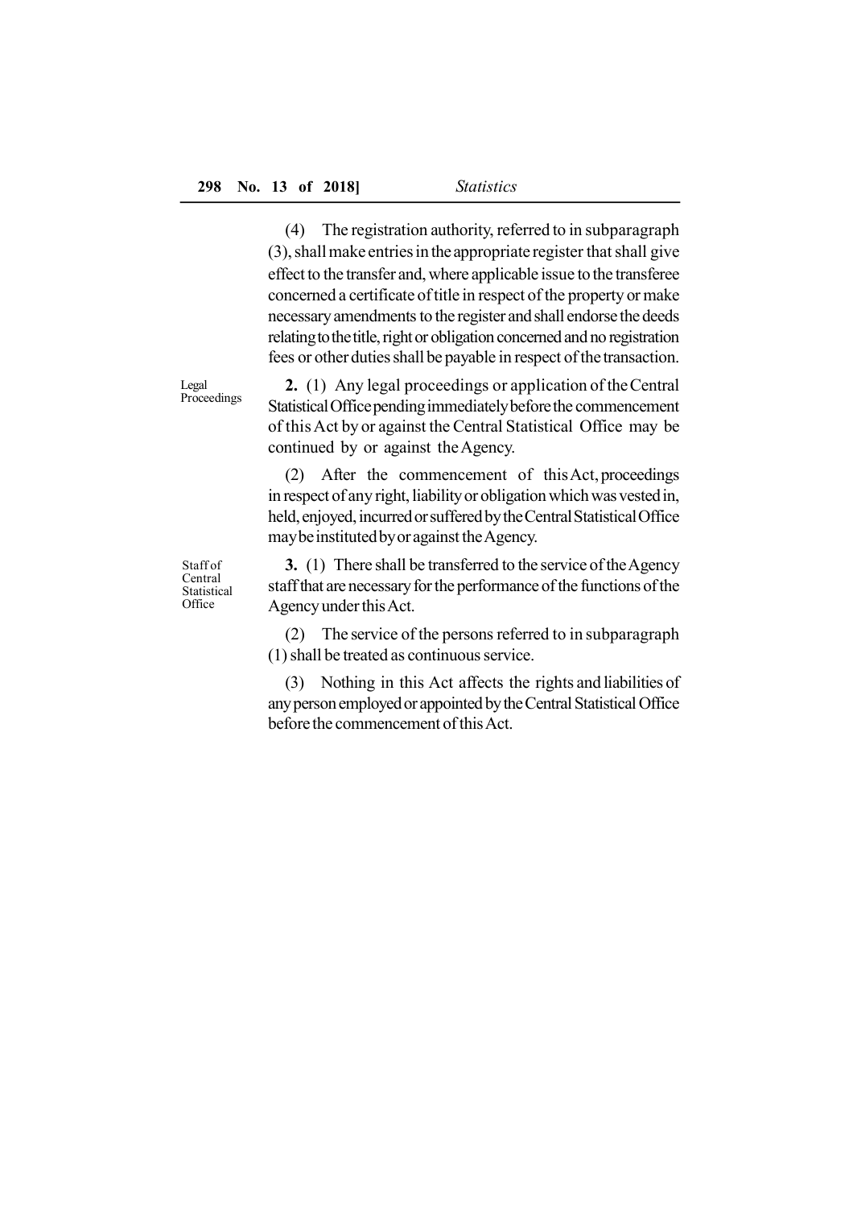(4) The registration authority, referred to in subparagraph (3), shall make entries in the appropriate register that shall give effect to the transfer and, where applicable issue to the transferee concerned a certificate of title in respect of the property or make necessary amendments to the register and shall endorse the deeds relating to the title, right or obligation concerned and no registration fees or other duties shall be payable in respect of the transaction.

Legal Proceedings

**2.** (1) Any legal proceedings or application of the Central Statistical Office pending immediately before the commencement of this Act by or against the Central Statistical Office may be continued by or against the Agency.

(2) After the commencement of this Act, proceedings in respect of any right, liability or obligation which was vested in, held, enjoyed, incurred or suffered by the Central Statistical Office may be instituted by or against the Agency.

Staff of Central Statistical Office

**3.** (1) There shall be transferred to the service of the Agency staff that are necessary for the performance of the functions of the Agency under this Act.

(2) The service of the persons referred to in subparagraph (1) shall be treated as continuous service.

(3) Nothing in this Act affects the rights and liabilities of any person employed or appointed by the Central Statistical Office before the commencement of this Act.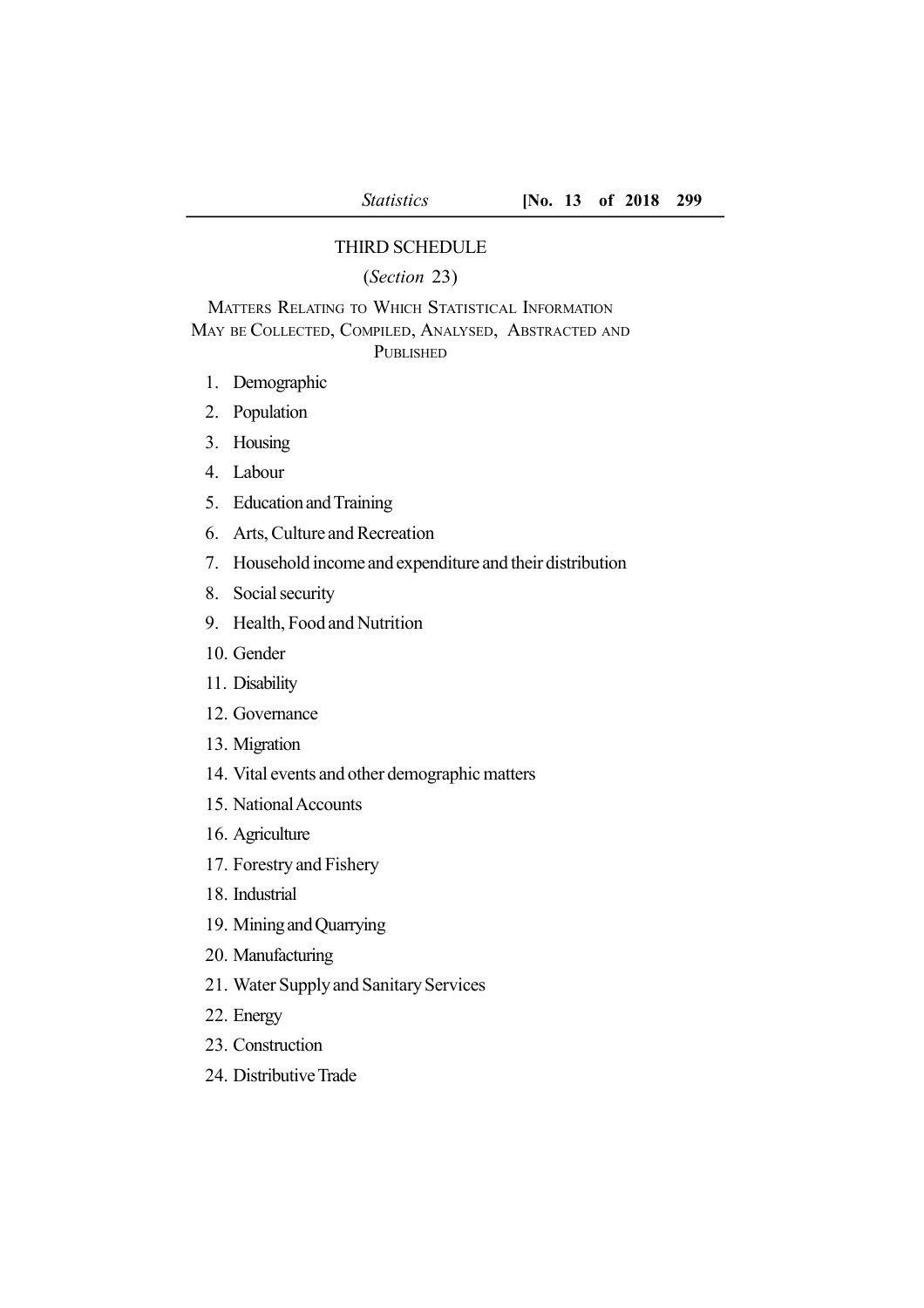# THIRD SCHEDULE

(*Section* 23)

## MATTERS RELATING TO WHICH STATISTICAL INFORMATION MAY BE COLLECTED, COMPILED, ANALYSED, ABSTRACTED AND PUBLISHED

1. Demographic
2. Population
3. Housing
4. Labour
5. Education and Training
6. Arts, Culture and Recreation
7. Household income and expenditure and their distribution
8. Social security
9. Health, Food and Nutrition
10. Gender
11. Disability
12. Governance
13. Migration
14. Vital events and other demographic matters
15. National Accounts
16. Agriculture
17. Forestry and Fishery
18. Industrial
19. Mining and Quarrying
20. Manufacturing
21. Water Supply and Sanitary Services
22. Energy
23. Construction
24. Distributive Trade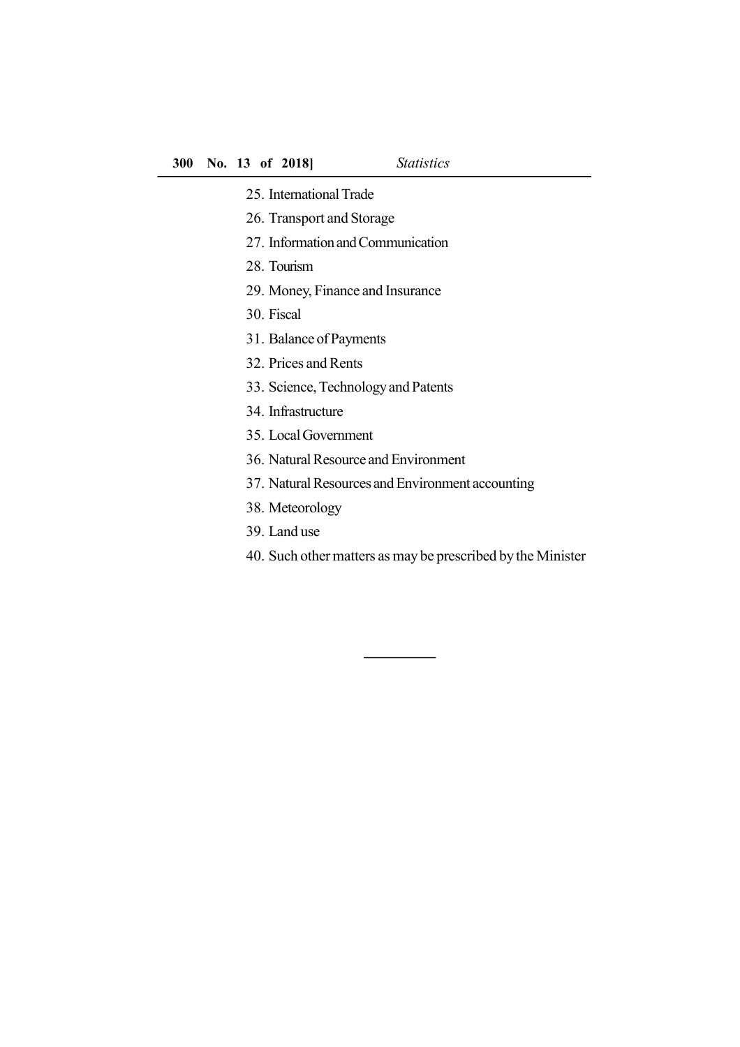25. International Trade
26. Transport and Storage
27. Information and Communication
28. Tourism
29. Money, Finance and Insurance
30. Fiscal
31. Balance of Payments
32. Prices and Rents
33. Science, Technology and Patents
34. Infrastructure
35. Local Government
36. Natural Resource and Environment
37. Natural Resources and Environment accounting
38. Meteorology
39. Land use
40. Such other matters as may be prescribed by the Minister